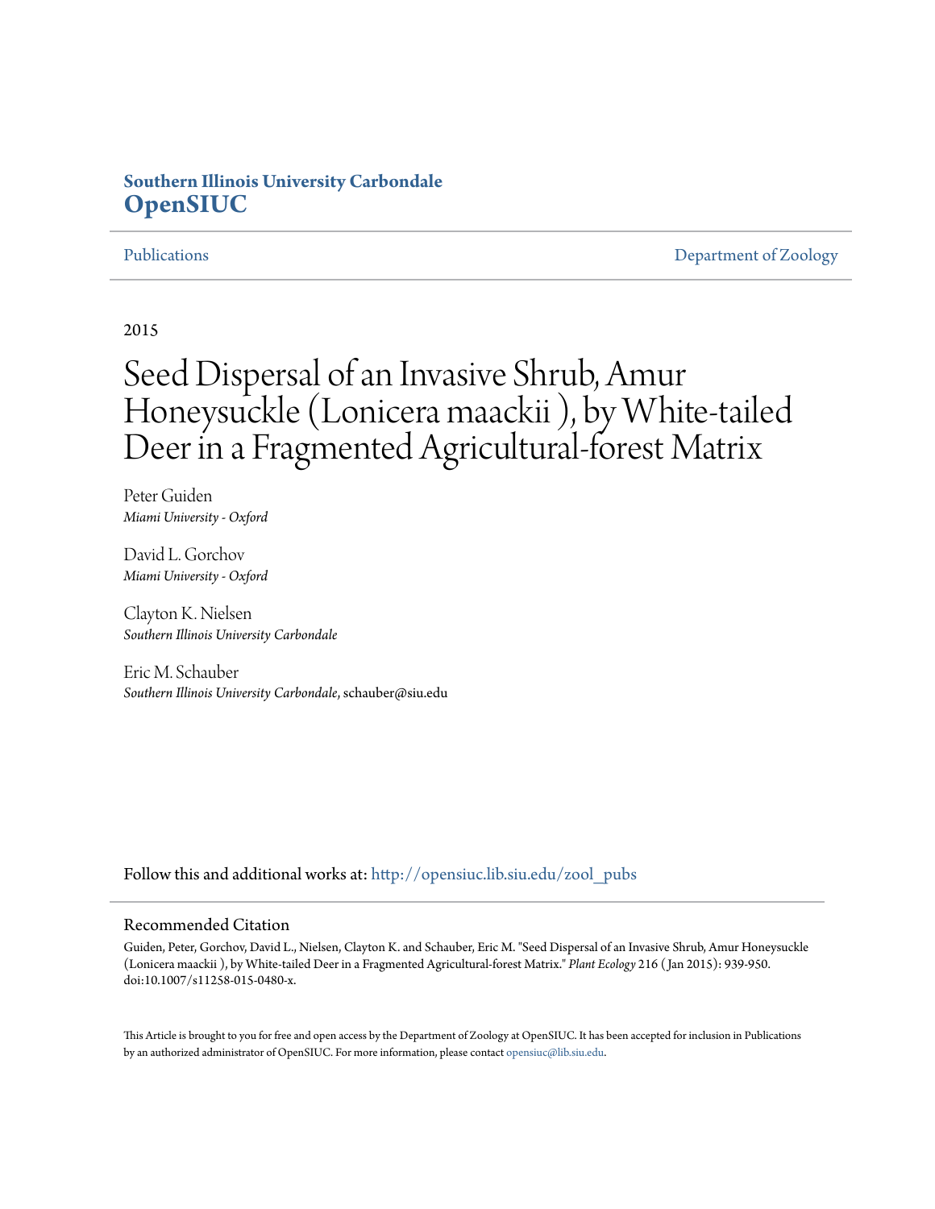**Southern Illinois University Carbondale**
**OpenSIUC**

Publications | Department of Zoology

2015

# Seed Dispersal of an Invasive Shrub, Amur Honeysuckle (Lonicera maackii ), by White-tailed Deer in a Fragmented Agricultural-forest Matrix

Peter Guiden
*Miami University - Oxford*

David L. Gorchov
*Miami University - Oxford*

Clayton K. Nielsen
*Southern Illinois University Carbondale*

Eric M. Schauber
*Southern Illinois University Carbondale*, schauber@siu.edu

Follow this and additional works at: http://opensiuc.lib.siu.edu/zool_pubs

## Recommended Citation

Guiden, Peter, Gorchov, David L., Nielsen, Clayton K. and Schauber, Eric M. "Seed Dispersal of an Invasive Shrub, Amur Honeysuckle (Lonicera maackii ), by White-tailed Deer in a Fragmented Agricultural-forest Matrix." *Plant Ecology* 216 ( Jan 2015): 939-950. doi:10.1007/s11258-015-0480-x.

This Article is brought to you for free and open access by the Department of Zoology at OpenSIUC. It has been accepted for inclusion in Publications by an authorized administrator of OpenSIUC. For more information, please contact opensiuc@lib.siu.edu.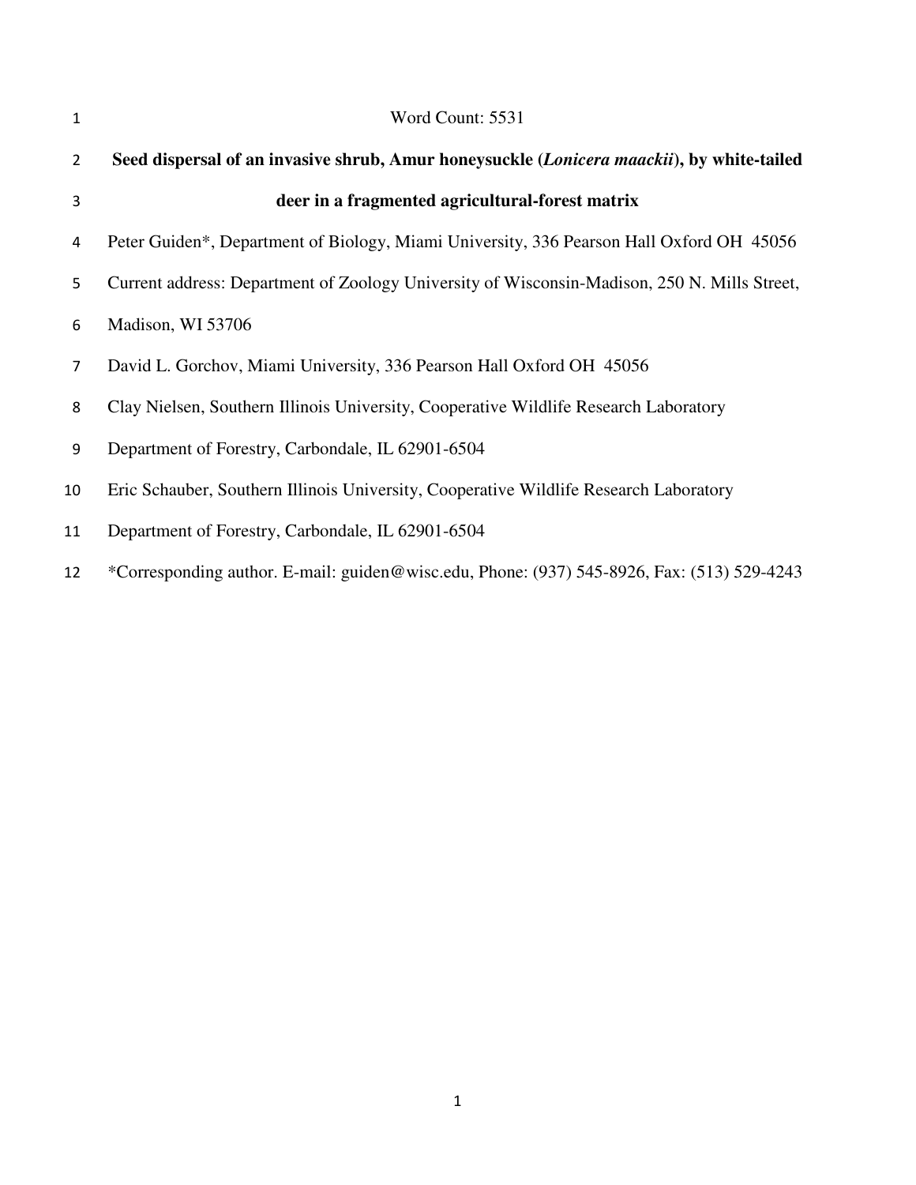Word Count: 5531

# Seed dispersal of an invasive shrub, Amur honeysuckle (*Lonicera maackii*), by white-tailed deer in a fragmented agricultural-forest matrix

Peter Guiden*, Department of Biology, Miami University, 336 Pearson Hall Oxford OH 45056

Current address: Department of Zoology University of Wisconsin-Madison, 250 N. Mills Street, Madison, WI 53706

David L. Gorchov, Miami University, 336 Pearson Hall Oxford OH 45056

Clay Nielsen, Southern Illinois University, Cooperative Wildlife Research Laboratory Department of Forestry, Carbondale, IL 62901-6504

Eric Schauber, Southern Illinois University, Cooperative Wildlife Research Laboratory Department of Forestry, Carbondale, IL 62901-6504

*Corresponding author. E-mail: guiden@wisc.edu, Phone: (937) 545-8926, Fax: (513) 529-4243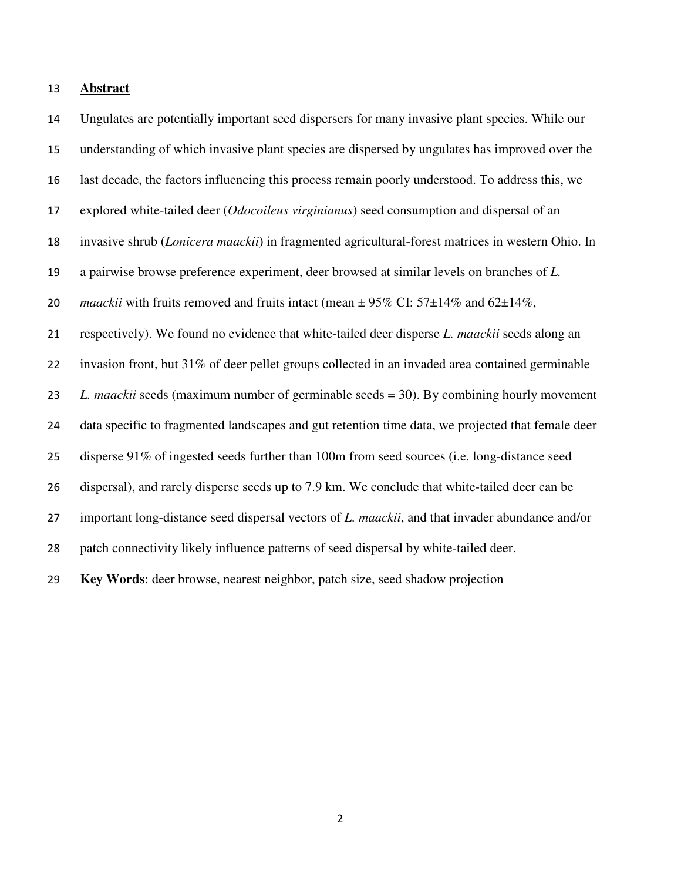## Abstract

Ungulates are potentially important seed dispersers for many invasive plant species. While our understanding of which invasive plant species are dispersed by ungulates has improved over the last decade, the factors influencing this process remain poorly understood. To address this, we explored white-tailed deer (*Odocoileus virginianus*) seed consumption and dispersal of an invasive shrub (*Lonicera maackii*) in fragmented agricultural-forest matrices in western Ohio. In a pairwise browse preference experiment, deer browsed at similar levels on branches of *L. maackii* with fruits removed and fruits intact (mean ± 95% CI: 57±14% and 62±14%, respectively). We found no evidence that white-tailed deer disperse *L. maackii* seeds along an invasion front, but 31% of deer pellet groups collected in an invaded area contained germinable *L. maackii* seeds (maximum number of germinable seeds = 30). By combining hourly movement data specific to fragmented landscapes and gut retention time data, we projected that female deer disperse 91% of ingested seeds further than 100m from seed sources (i.e. long-distance seed dispersal), and rarely disperse seeds up to 7.9 km. We conclude that white-tailed deer can be important long-distance seed dispersal vectors of *L. maackii*, and that invader abundance and/or patch connectivity likely influence patterns of seed dispersal by white-tailed deer.

**Key Words**: deer browse, nearest neighbor, patch size, seed shadow projection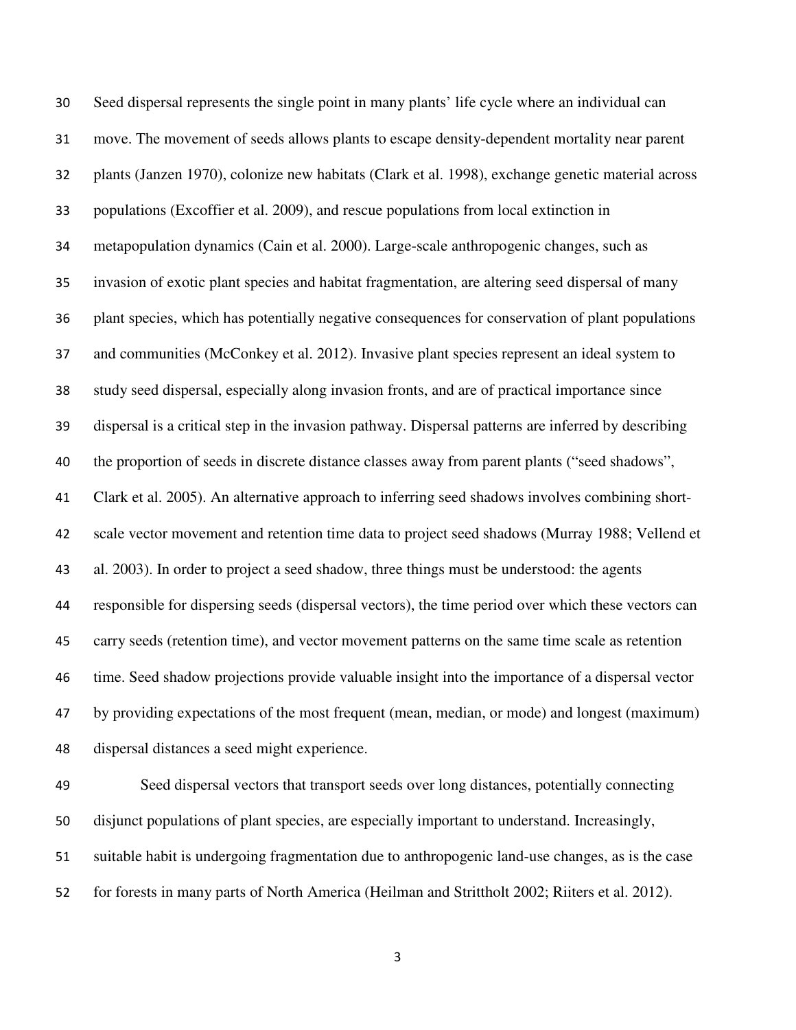Seed dispersal represents the single point in many plants' life cycle where an individual can move. The movement of seeds allows plants to escape density-dependent mortality near parent plants (Janzen 1970), colonize new habitats (Clark et al. 1998), exchange genetic material across populations (Excoffier et al. 2009), and rescue populations from local extinction in metapopulation dynamics (Cain et al. 2000). Large-scale anthropogenic changes, such as invasion of exotic plant species and habitat fragmentation, are altering seed dispersal of many plant species, which has potentially negative consequences for conservation of plant populations and communities (McConkey et al. 2012). Invasive plant species represent an ideal system to study seed dispersal, especially along invasion fronts, and are of practical importance since dispersal is a critical step in the invasion pathway. Dispersal patterns are inferred by describing the proportion of seeds in discrete distance classes away from parent plants ("seed shadows", Clark et al. 2005). An alternative approach to inferring seed shadows involves combining short-scale vector movement and retention time data to project seed shadows (Murray 1988; Vellend et al. 2003). In order to project a seed shadow, three things must be understood: the agents responsible for dispersing seeds (dispersal vectors), the time period over which these vectors can carry seeds (retention time), and vector movement patterns on the same time scale as retention time. Seed shadow projections provide valuable insight into the importance of a dispersal vector by providing expectations of the most frequent (mean, median, or mode) and longest (maximum) dispersal distances a seed might experience.

Seed dispersal vectors that transport seeds over long distances, potentially connecting disjunct populations of plant species, are especially important to understand. Increasingly, suitable habit is undergoing fragmentation due to anthropogenic land-use changes, as is the case for forests in many parts of North America (Heilman and Strittholt 2002; Riiters et al. 2012).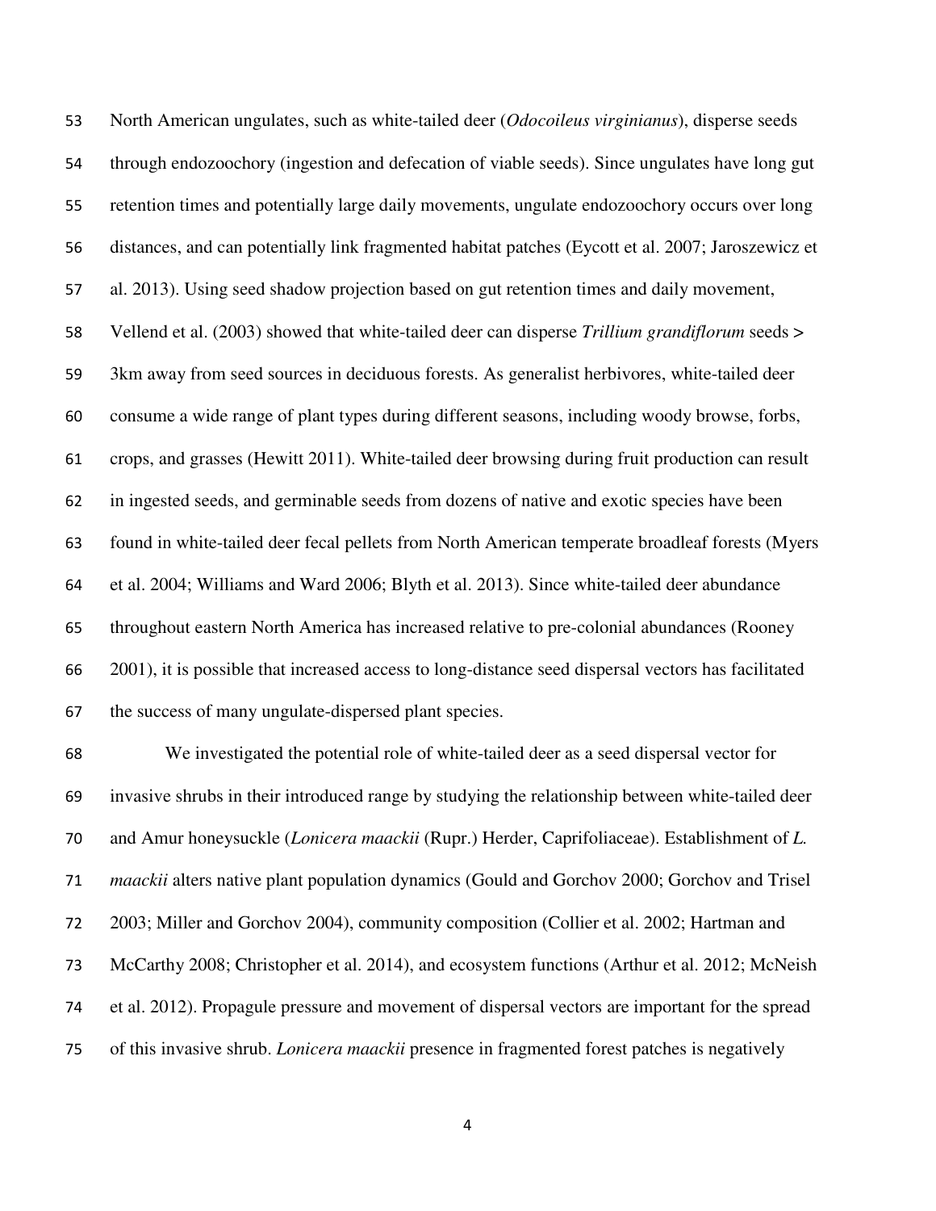North American ungulates, such as white-tailed deer (*Odocoileus virginianus*), disperse seeds through endozoochory (ingestion and defecation of viable seeds). Since ungulates have long gut retention times and potentially large daily movements, ungulate endozoochory occurs over long distances, and can potentially link fragmented habitat patches (Eycott et al. 2007; Jaroszewicz et al. 2013). Using seed shadow projection based on gut retention times and daily movement, Vellend et al. (2003) showed that white-tailed deer can disperse *Trillium grandiflorum* seeds > 3km away from seed sources in deciduous forests. As generalist herbivores, white-tailed deer consume a wide range of plant types during different seasons, including woody browse, forbs, crops, and grasses (Hewitt 2011). White-tailed deer browsing during fruit production can result in ingested seeds, and germinable seeds from dozens of native and exotic species have been found in white-tailed deer fecal pellets from North American temperate broadleaf forests (Myers et al. 2004; Williams and Ward 2006; Blyth et al. 2013). Since white-tailed deer abundance throughout eastern North America has increased relative to pre-colonial abundances (Rooney 2001), it is possible that increased access to long-distance seed dispersal vectors has facilitated the success of many ungulate-dispersed plant species.

We investigated the potential role of white-tailed deer as a seed dispersal vector for invasive shrubs in their introduced range by studying the relationship between white-tailed deer and Amur honeysuckle (*Lonicera maackii* (Rupr.) Herder, Caprifoliaceae). Establishment of *L. maackii* alters native plant population dynamics (Gould and Gorchov 2000; Gorchov and Trisel 2003; Miller and Gorchov 2004), community composition (Collier et al. 2002; Hartman and McCarthy 2008; Christopher et al. 2014), and ecosystem functions (Arthur et al. 2012; McNeish et al. 2012). Propagule pressure and movement of dispersal vectors are important for the spread of this invasive shrub. *Lonicera maackii* presence in fragmented forest patches is negatively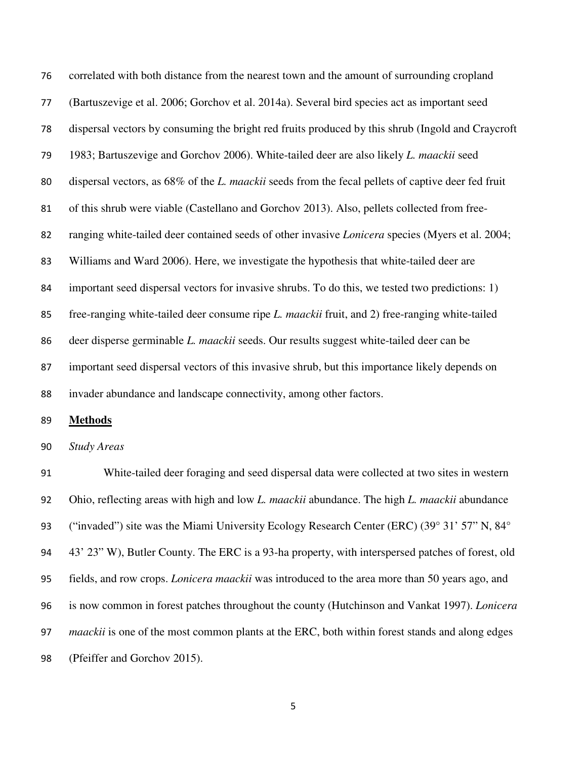correlated with both distance from the nearest town and the amount of surrounding cropland (Bartuszevige et al. 2006; Gorchov et al. 2014a). Several bird species act as important seed dispersal vectors by consuming the bright red fruits produced by this shrub (Ingold and Craycroft 1983; Bartuszevige and Gorchov 2006). White-tailed deer are also likely *L. maackii* seed dispersal vectors, as 68% of the *L. maackii* seeds from the fecal pellets of captive deer fed fruit of this shrub were viable (Castellano and Gorchov 2013). Also, pellets collected from free-ranging white-tailed deer contained seeds of other invasive *Lonicera* species (Myers et al. 2004; Williams and Ward 2006). Here, we investigate the hypothesis that white-tailed deer are important seed dispersal vectors for invasive shrubs. To do this, we tested two predictions: 1) free-ranging white-tailed deer consume ripe *L. maackii* fruit, and 2) free-ranging white-tailed deer disperse germinable *L. maackii* seeds. Our results suggest white-tailed deer can be important seed dispersal vectors of this invasive shrub, but this importance likely depends on invader abundance and landscape connectivity, among other factors.

## **Methods**

### *Study Areas*

White-tailed deer foraging and seed dispersal data were collected at two sites in western Ohio, reflecting areas with high and low *L. maackii* abundance. The high *L. maackii* abundance ("invaded") site was the Miami University Ecology Research Center (ERC) (39° 31' 57" N, 84° 43' 23" W), Butler County. The ERC is a 93-ha property, with interspersed patches of forest, old fields, and row crops. *Lonicera maackii* was introduced to the area more than 50 years ago, and is now common in forest patches throughout the county (Hutchinson and Vankat 1997). *Lonicera maackii* is one of the most common plants at the ERC, both within forest stands and along edges (Pfeiffer and Gorchov 2015).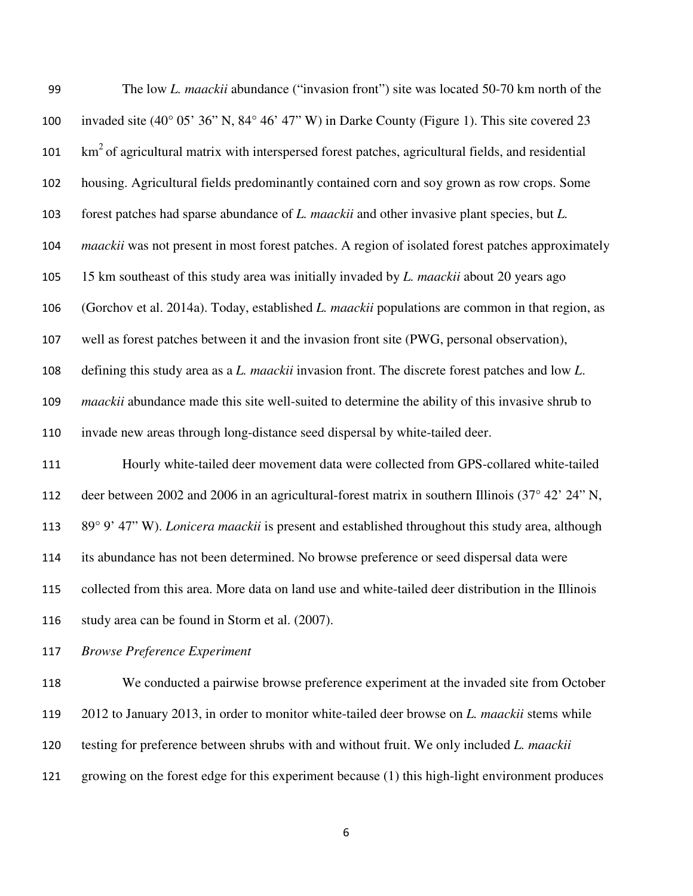The low *L. maackii* abundance ("invasion front") site was located 50-70 km north of the invaded site (40° 05' 36" N, 84° 46' 47" W) in Darke County (Figure 1). This site covered 23 $km^2$ of agricultural matrix with interspersed forest patches, agricultural fields, and residential housing. Agricultural fields predominantly contained corn and soy grown as row crops. Some forest patches had sparse abundance of *L. maackii* and other invasive plant species, but *L. maackii* was not present in most forest patches. A region of isolated forest patches approximately 15 km southeast of this study area was initially invaded by *L. maackii* about 20 years ago (Gorchov et al. 2014a). Today, established *L. maackii* populations are common in that region, as well as forest patches between it and the invasion front site (PWG, personal observation), defining this study area as a *L. maackii* invasion front. The discrete forest patches and low *L. maackii* abundance made this site well-suited to determine the ability of this invasive shrub to invade new areas through long-distance seed dispersal by white-tailed deer.

Hourly white-tailed deer movement data were collected from GPS-collared white-tailed deer between 2002 and 2006 in an agricultural-forest matrix in southern Illinois (37° 42' 24" N, 89° 9' 47" W). *Lonicera maackii* is present and established throughout this study area, although its abundance has not been determined. No browse preference or seed dispersal data were collected from this area. More data on land use and white-tailed deer distribution in the Illinois study area can be found in Storm et al. (2007).

### *Browse Preference Experiment*

We conducted a pairwise browse preference experiment at the invaded site from October 2012 to January 2013, in order to monitor white-tailed deer browse on *L. maackii* stems while testing for preference between shrubs with and without fruit. We only included *L. maackii* growing on the forest edge for this experiment because (1) this high-light environment produces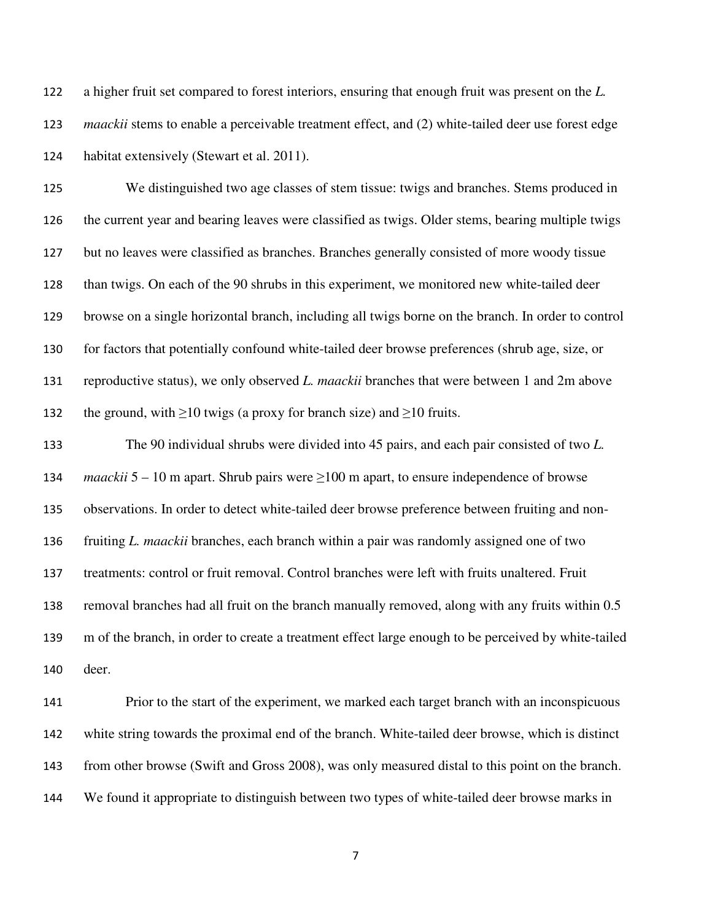a higher fruit set compared to forest interiors, ensuring that enough fruit was present on the *L. maackii* stems to enable a perceivable treatment effect, and (2) white-tailed deer use forest edge habitat extensively (Stewart et al. 2011).

We distinguished two age classes of stem tissue: twigs and branches. Stems produced in the current year and bearing leaves were classified as twigs. Older stems, bearing multiple twigs but no leaves were classified as branches. Branches generally consisted of more woody tissue than twigs. On each of the 90 shrubs in this experiment, we monitored new white-tailed deer browse on a single horizontal branch, including all twigs borne on the branch. In order to control for factors that potentially confound white-tailed deer browse preferences (shrub age, size, or reproductive status), we only observed *L. maackii* branches that were between 1 and 2m above the ground, with $\geq$10 twigs (a proxy for branch size) and $\geq$10 fruits.

The 90 individual shrubs were divided into 45 pairs, and each pair consisted of two *L. maackii* 5 – 10 m apart. Shrub pairs were $\geq$100 m apart, to ensure independence of browse observations. In order to detect white-tailed deer browse preference between fruiting and non-fruiting *L. maackii* branches, each branch within a pair was randomly assigned one of two treatments: control or fruit removal. Control branches were left with fruits unaltered. Fruit removal branches had all fruit on the branch manually removed, along with any fruits within 0.5 m of the branch, in order to create a treatment effect large enough to be perceived by white-tailed deer.

Prior to the start of the experiment, we marked each target branch with an inconspicuous white string towards the proximal end of the branch. White-tailed deer browse, which is distinct from other browse (Swift and Gross 2008), was only measured distal to this point on the branch. We found it appropriate to distinguish between two types of white-tailed deer browse marks in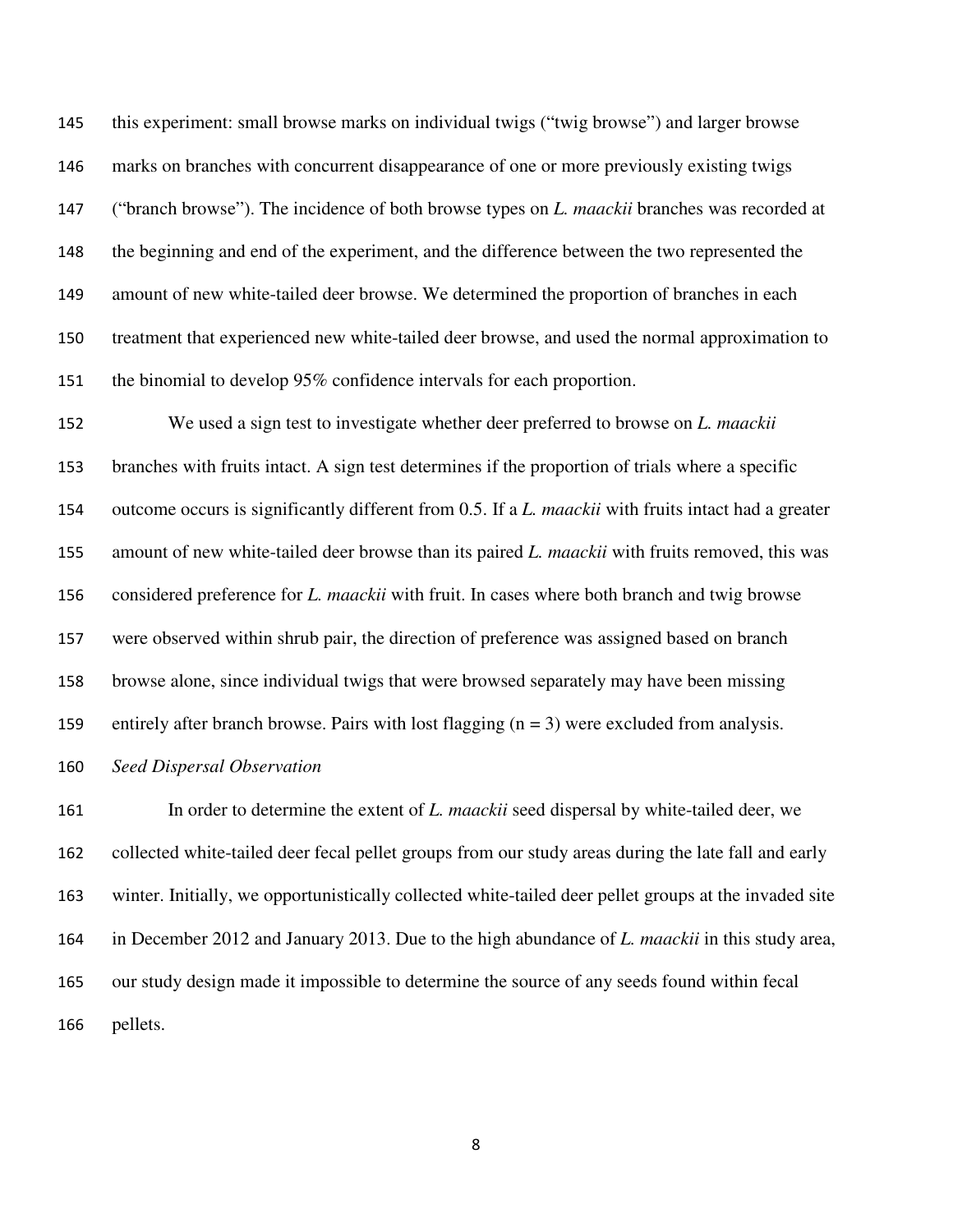this experiment: small browse marks on individual twigs ("twig browse") and larger browse marks on branches with concurrent disappearance of one or more previously existing twigs ("branch browse"). The incidence of both browse types on *L. maackii* branches was recorded at the beginning and end of the experiment, and the difference between the two represented the amount of new white-tailed deer browse. We determined the proportion of branches in each treatment that experienced new white-tailed deer browse, and used the normal approximation to the binomial to develop 95% confidence intervals for each proportion.

We used a sign test to investigate whether deer preferred to browse on *L. maackii* branches with fruits intact. A sign test determines if the proportion of trials where a specific outcome occurs is significantly different from 0.5. If a *L. maackii* with fruits intact had a greater amount of new white-tailed deer browse than its paired *L. maackii* with fruits removed, this was considered preference for *L. maackii* with fruit. In cases where both branch and twig browse were observed within shrub pair, the direction of preference was assigned based on branch browse alone, since individual twigs that were browsed separately may have been missing entirely after branch browse. Pairs with lost flagging ($n = 3$) were excluded from analysis.

*Seed Dispersal Observation*

In order to determine the extent of *L. maackii* seed dispersal by white-tailed deer, we collected white-tailed deer fecal pellet groups from our study areas during the late fall and early winter. Initially, we opportunistically collected white-tailed deer pellet groups at the invaded site in December 2012 and January 2013. Due to the high abundance of *L. maackii* in this study area, our study design made it impossible to determine the source of any seeds found within fecal pellets.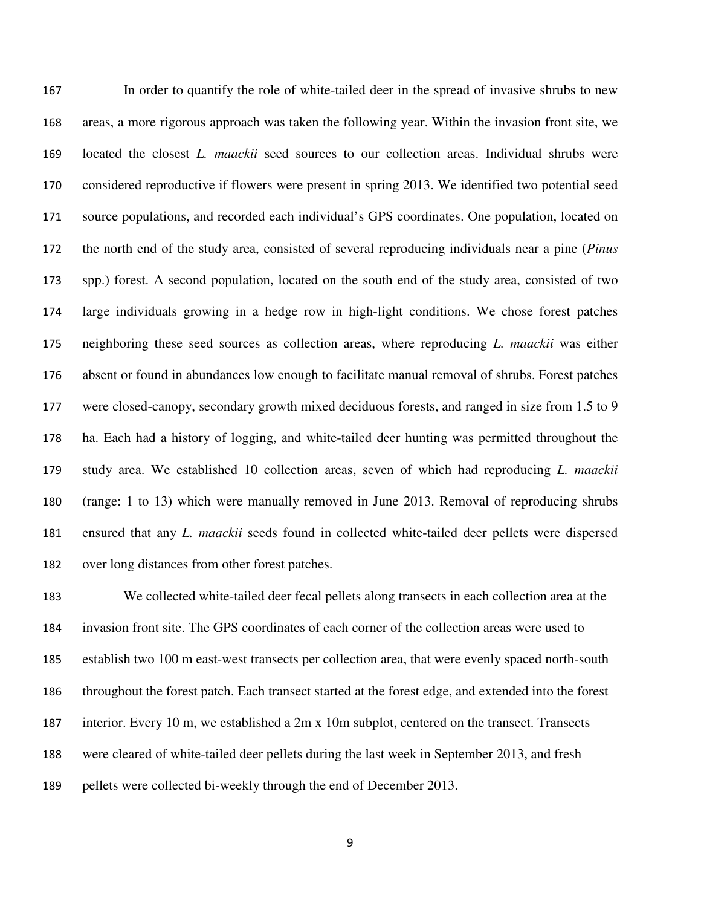In order to quantify the role of white-tailed deer in the spread of invasive shrubs to new areas, a more rigorous approach was taken the following year. Within the invasion front site, we located the closest *L. maackii* seed sources to our collection areas. Individual shrubs were considered reproductive if flowers were present in spring 2013. We identified two potential seed source populations, and recorded each individual's GPS coordinates. One population, located on the north end of the study area, consisted of several reproducing individuals near a pine (*Pinus* spp.) forest. A second population, located on the south end of the study area, consisted of two large individuals growing in a hedge row in high-light conditions. We chose forest patches neighboring these seed sources as collection areas, where reproducing *L. maackii* was either absent or found in abundances low enough to facilitate manual removal of shrubs. Forest patches were closed-canopy, secondary growth mixed deciduous forests, and ranged in size from 1.5 to 9 ha. Each had a history of logging, and white-tailed deer hunting was permitted throughout the study area. We established 10 collection areas, seven of which had reproducing *L. maackii* (range: 1 to 13) which were manually removed in June 2013. Removal of reproducing shrubs ensured that any *L. maackii* seeds found in collected white-tailed deer pellets were dispersed over long distances from other forest patches.

We collected white-tailed deer fecal pellets along transects in each collection area at the invasion front site. The GPS coordinates of each corner of the collection areas were used to establish two 100 m east-west transects per collection area, that were evenly spaced north-south throughout the forest patch. Each transect started at the forest edge, and extended into the forest interior. Every 10 m, we established a 2m x 10m subplot, centered on the transect. Transects were cleared of white-tailed deer pellets during the last week in September 2013, and fresh pellets were collected bi-weekly through the end of December 2013.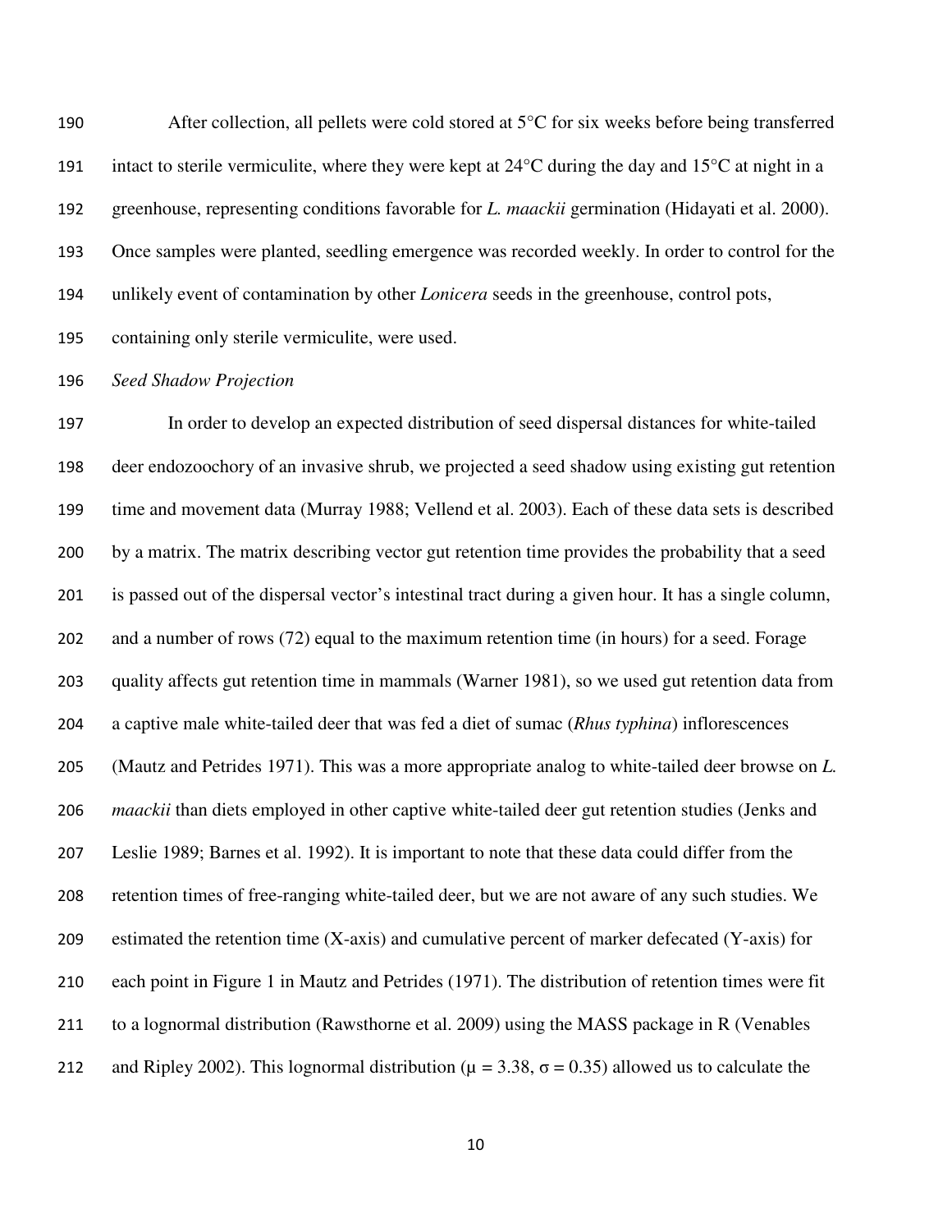After collection, all pellets were cold stored at 5°C for six weeks before being transferred intact to sterile vermiculite, where they were kept at 24°C during the day and 15°C at night in a greenhouse, representing conditions favorable for *L. maackii* germination (Hidayati et al. 2000). Once samples were planted, seedling emergence was recorded weekly. In order to control for the unlikely event of contamination by other *Lonicera* seeds in the greenhouse, control pots, containing only sterile vermiculite, were used.

*Seed Shadow Projection*

In order to develop an expected distribution of seed dispersal distances for white-tailed deer endozoochory of an invasive shrub, we projected a seed shadow using existing gut retention time and movement data (Murray 1988; Vellend et al. 2003). Each of these data sets is described by a matrix. The matrix describing vector gut retention time provides the probability that a seed is passed out of the dispersal vector's intestinal tract during a given hour. It has a single column, and a number of rows (72) equal to the maximum retention time (in hours) for a seed. Forage quality affects gut retention time in mammals (Warner 1981), so we used gut retention data from a captive male white-tailed deer that was fed a diet of sumac (*Rhus typhina*) inflorescences (Mautz and Petrides 1971). This was a more appropriate analog to white-tailed deer browse on *L. maackii* than diets employed in other captive white-tailed deer gut retention studies (Jenks and Leslie 1989; Barnes et al. 1992). It is important to note that these data could differ from the retention times of free-ranging white-tailed deer, but we are not aware of any such studies. We estimated the retention time (X-axis) and cumulative percent of marker defecated (Y-axis) for each point in Figure 1 in Mautz and Petrides (1971). The distribution of retention times were fit to a lognormal distribution (Rawsthorne et al. 2009) using the MASS package in R (Venables and Ripley 2002). This lognormal distribution ($\mu = 3.38$, $\sigma = 0.35$) allowed us to calculate the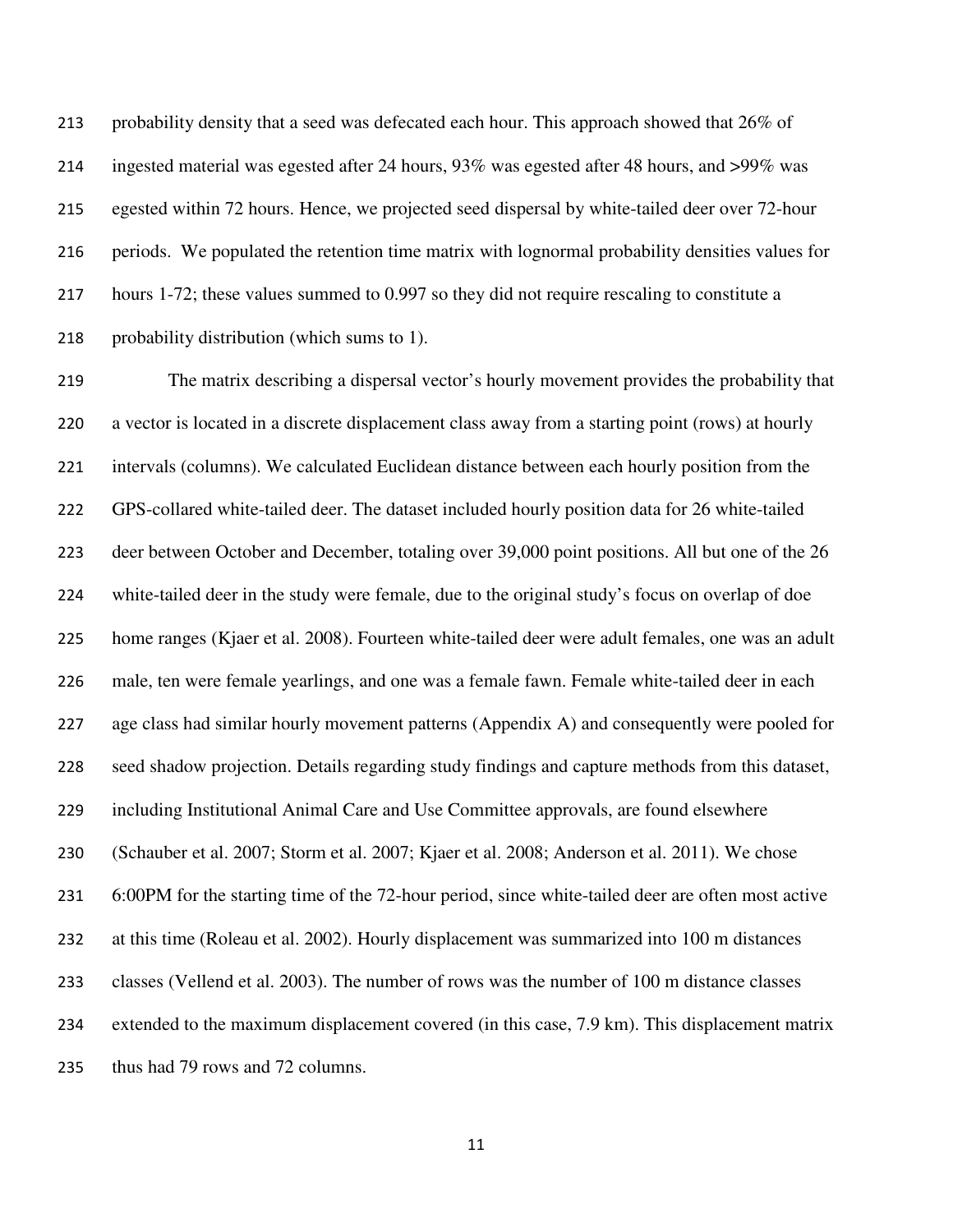probability density that a seed was defecated each hour. This approach showed that 26% of ingested material was egested after 24 hours, 93% was egested after 48 hours, and >99% was egested within 72 hours. Hence, we projected seed dispersal by white-tailed deer over 72-hour periods. We populated the retention time matrix with lognormal probability densities values for hours 1-72; these values summed to 0.997 so they did not require rescaling to constitute a probability distribution (which sums to 1).

The matrix describing a dispersal vector's hourly movement provides the probability that a vector is located in a discrete displacement class away from a starting point (rows) at hourly intervals (columns). We calculated Euclidean distance between each hourly position from the GPS-collared white-tailed deer. The dataset included hourly position data for 26 white-tailed deer between October and December, totaling over 39,000 point positions. All but one of the 26 white-tailed deer in the study were female, due to the original study's focus on overlap of doe home ranges (Kjaer et al. 2008). Fourteen white-tailed deer were adult females, one was an adult male, ten were female yearlings, and one was a female fawn. Female white-tailed deer in each age class had similar hourly movement patterns (Appendix A) and consequently were pooled for seed shadow projection. Details regarding study findings and capture methods from this dataset, including Institutional Animal Care and Use Committee approvals, are found elsewhere (Schauber et al. 2007; Storm et al. 2007; Kjaer et al. 2008; Anderson et al. 2011). We chose 6:00PM for the starting time of the 72-hour period, since white-tailed deer are often most active at this time (Roleau et al. 2002). Hourly displacement was summarized into 100 m distances classes (Vellend et al. 2003). The number of rows was the number of 100 m distance classes extended to the maximum displacement covered (in this case, 7.9 km). This displacement matrix thus had 79 rows and 72 columns.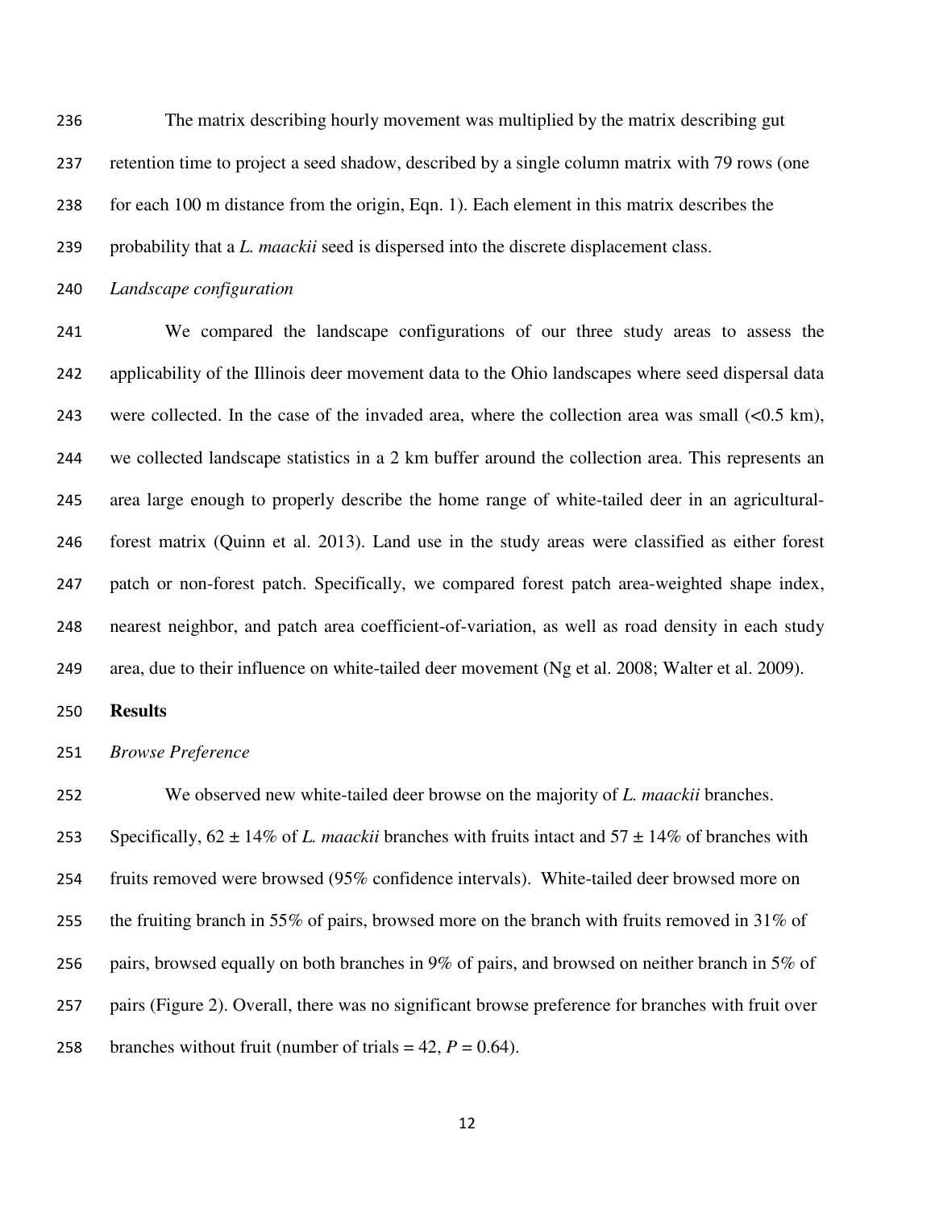The matrix describing hourly movement was multiplied by the matrix describing gut retention time to project a seed shadow, described by a single column matrix with 79 rows (one for each 100 m distance from the origin, Eqn. 1). Each element in this matrix describes the probability that a *L. maackii* seed is dispersed into the discrete displacement class.

*Landscape configuration*

We compared the landscape configurations of our three study areas to assess the applicability of the Illinois deer movement data to the Ohio landscapes where seed dispersal data were collected. In the case of the invaded area, where the collection area was small (<0.5 km), we collected landscape statistics in a 2 km buffer around the collection area. This represents an area large enough to properly describe the home range of white-tailed deer in an agricultural-forest matrix (Quinn et al. 2013). Land use in the study areas were classified as either forest patch or non-forest patch. Specifically, we compared forest patch area-weighted shape index, nearest neighbor, and patch area coefficient-of-variation, as well as road density in each study area, due to their influence on white-tailed deer movement (Ng et al. 2008; Walter et al. 2009).

## Results

*Browse Preference*

We observed new white-tailed deer browse on the majority of *L. maackii* branches. Specifically, 62 ± 14% of *L. maackii* branches with fruits intact and 57 ± 14% of branches with fruits removed were browsed (95% confidence intervals). White-tailed deer browsed more on the fruiting branch in 55% of pairs, browsed more on the branch with fruits removed in 31% of pairs, browsed equally on both branches in 9% of pairs, and browsed on neither branch in 5% of pairs (Figure 2). Overall, there was no significant browse preference for branches with fruit over branches without fruit (number of trials = 42, $P = 0.64$).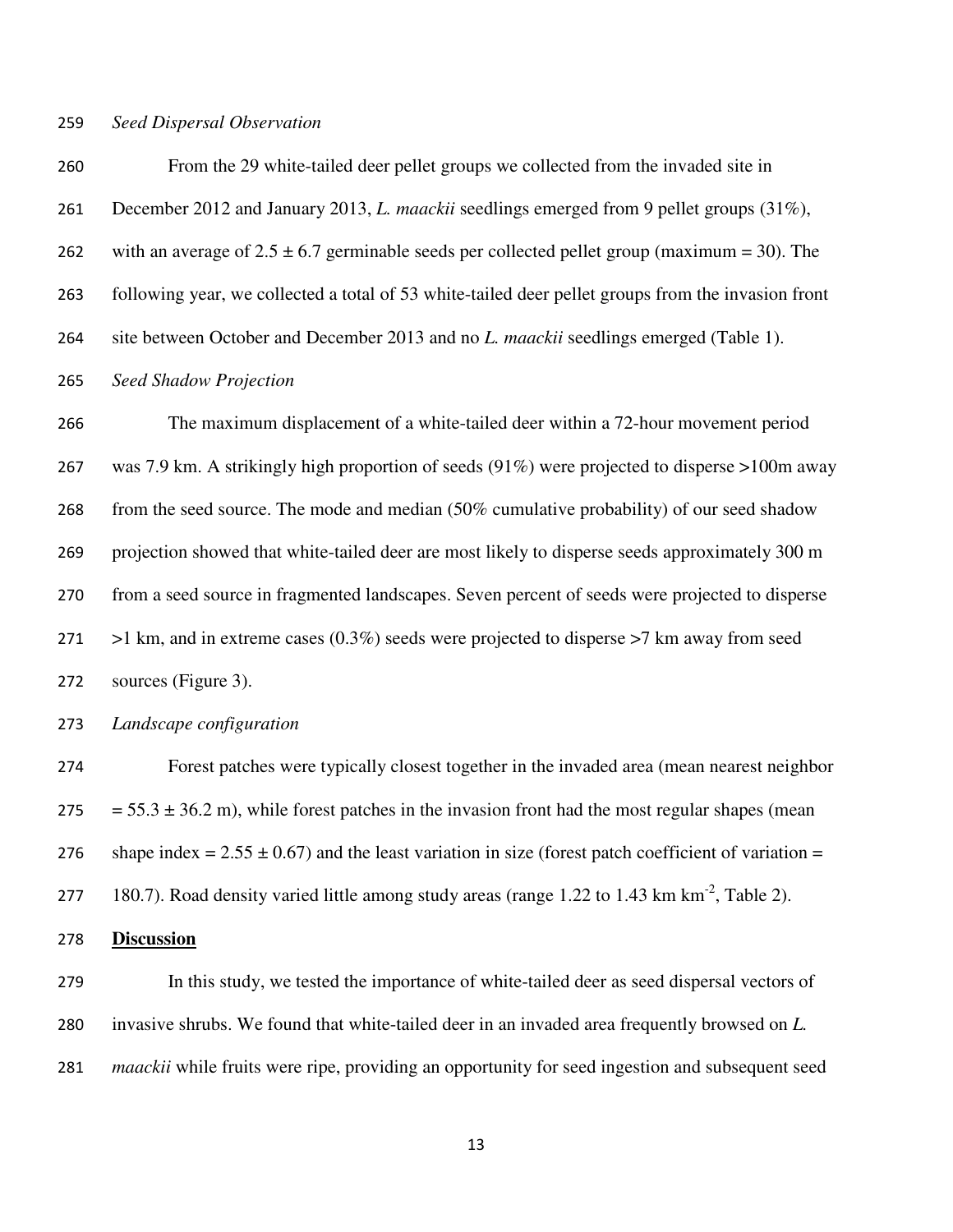*Seed Dispersal Observation*

From the 29 white-tailed deer pellet groups we collected from the invaded site in December 2012 and January 2013, *L. maackii* seedlings emerged from 9 pellet groups (31%), with an average of 2.5 ± 6.7 germinable seeds per collected pellet group (maximum = 30). The following year, we collected a total of 53 white-tailed deer pellet groups from the invasion front site between October and December 2013 and no *L. maackii* seedlings emerged (Table 1).

*Seed Shadow Projection*

The maximum displacement of a white-tailed deer within a 72-hour movement period was 7.9 km. A strikingly high proportion of seeds (91%) were projected to disperse >100m away from the seed source. The mode and median (50% cumulative probability) of our seed shadow projection showed that white-tailed deer are most likely to disperse seeds approximately 300 m from a seed source in fragmented landscapes. Seven percent of seeds were projected to disperse >1 km, and in extreme cases (0.3%) seeds were projected to disperse >7 km away from seed sources (Figure 3).

*Landscape configuration*

Forest patches were typically closest together in the invaded area (mean nearest neighbor = 55.3 ± 36.2 m), while forest patches in the invasion front had the most regular shapes (mean shape index = 2.55 ± 0.67) and the least variation in size (forest patch coefficient of variation = 180.7). Road density varied little among study areas (range 1.22 to 1.43 km km$^{-2}$, Table 2).

## **Discussion**

In this study, we tested the importance of white-tailed deer as seed dispersal vectors of invasive shrubs. We found that white-tailed deer in an invaded area frequently browsed on *L. maackii* while fruits were ripe, providing an opportunity for seed ingestion and subsequent seed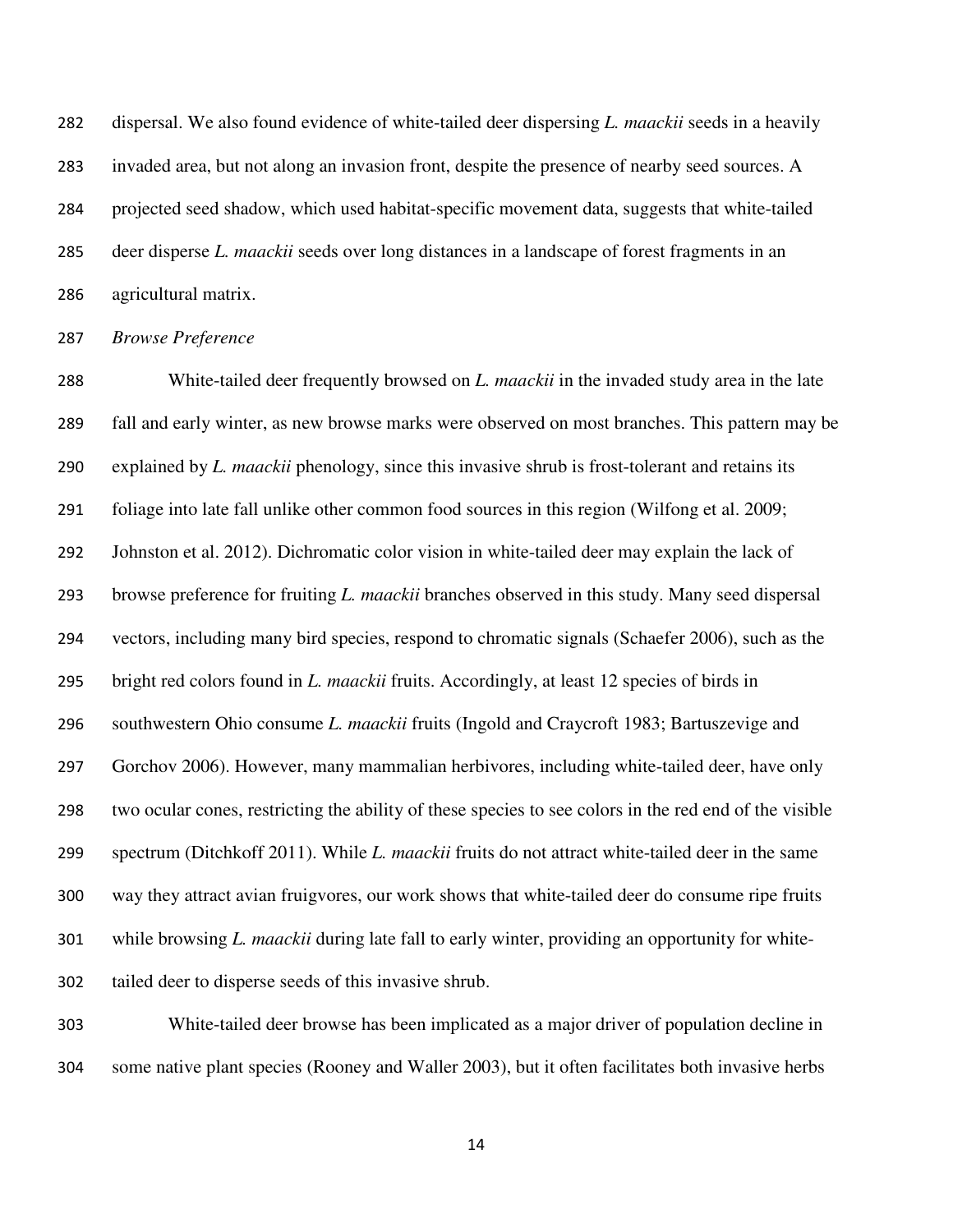dispersal. We also found evidence of white-tailed deer dispersing *L. maackii* seeds in a heavily invaded area, but not along an invasion front, despite the presence of nearby seed sources. A projected seed shadow, which used habitat-specific movement data, suggests that white-tailed deer disperse *L. maackii* seeds over long distances in a landscape of forest fragments in an agricultural matrix.

*Browse Preference*

White-tailed deer frequently browsed on *L. maackii* in the invaded study area in the late fall and early winter, as new browse marks were observed on most branches. This pattern may be explained by *L. maackii* phenology, since this invasive shrub is frost-tolerant and retains its foliage into late fall unlike other common food sources in this region (Wilfong et al. 2009; Johnston et al. 2012). Dichromatic color vision in white-tailed deer may explain the lack of browse preference for fruiting *L. maackii* branches observed in this study. Many seed dispersal vectors, including many bird species, respond to chromatic signals (Schaefer 2006), such as the bright red colors found in *L. maackii* fruits. Accordingly, at least 12 species of birds in southwestern Ohio consume *L. maackii* fruits (Ingold and Craycroft 1983; Bartuszevige and Gorchov 2006). However, many mammalian herbivores, including white-tailed deer, have only two ocular cones, restricting the ability of these species to see colors in the red end of the visible spectrum (Ditchkoff 2011). While *L. maackii* fruits do not attract white-tailed deer in the same way they attract avian fruigvores, our work shows that white-tailed deer do consume ripe fruits while browsing *L. maackii* during late fall to early winter, providing an opportunity for white-tailed deer to disperse seeds of this invasive shrub.

White-tailed deer browse has been implicated as a major driver of population decline in some native plant species (Rooney and Waller 2003), but it often facilitates both invasive herbs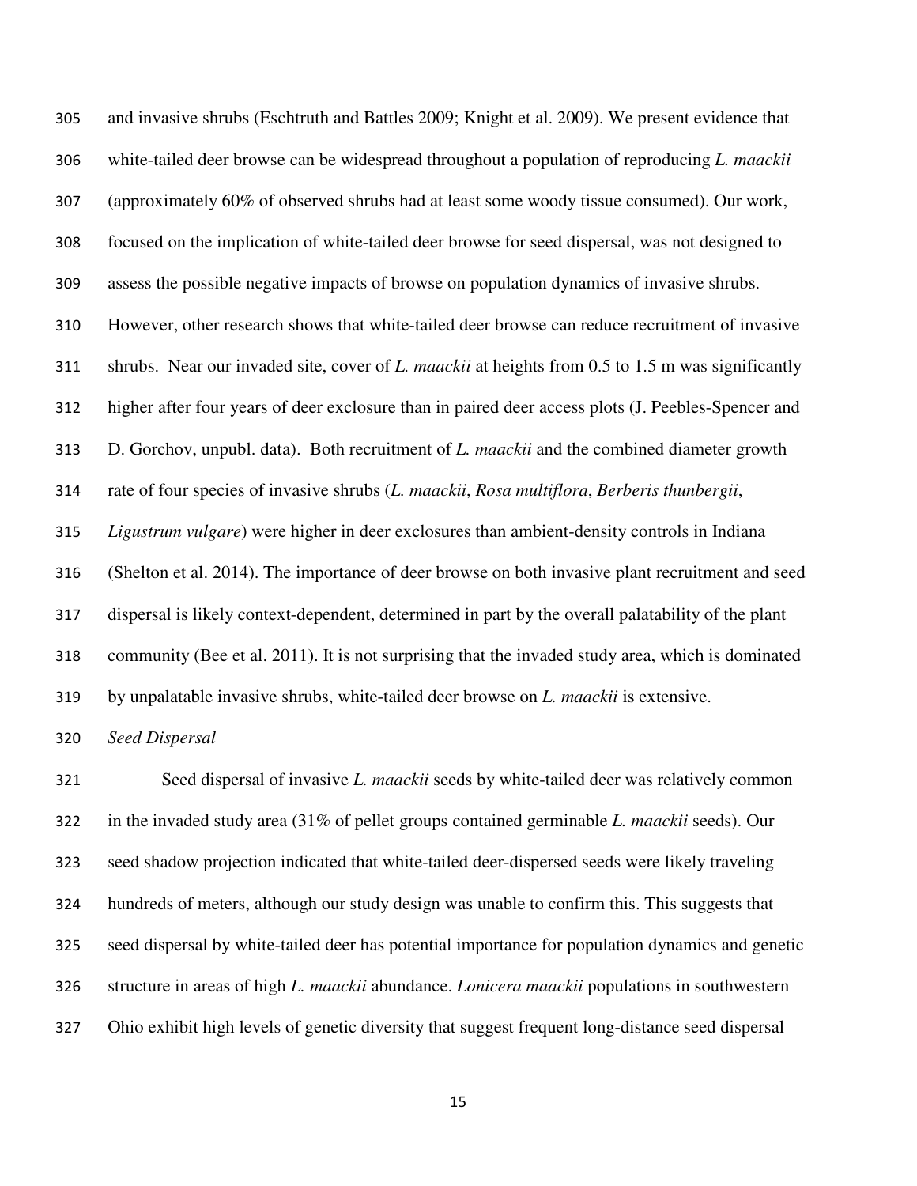and invasive shrubs (Eschtruth and Battles 2009; Knight et al. 2009). We present evidence that white-tailed deer browse can be widespread throughout a population of reproducing *L. maackii* (approximately 60% of observed shrubs had at least some woody tissue consumed). Our work, focused on the implication of white-tailed deer browse for seed dispersal, was not designed to assess the possible negative impacts of browse on population dynamics of invasive shrubs. However, other research shows that white-tailed deer browse can reduce recruitment of invasive shrubs. Near our invaded site, cover of *L. maackii* at heights from 0.5 to 1.5 m was significantly higher after four years of deer exclosure than in paired deer access plots (J. Peebles-Spencer and D. Gorchov, unpubl. data). Both recruitment of *L. maackii* and the combined diameter growth rate of four species of invasive shrubs (*L. maackii*, *Rosa multiflora*, *Berberis thunbergii*, *Ligustrum vulgare*) were higher in deer exclosures than ambient-density controls in Indiana (Shelton et al. 2014). The importance of deer browse on both invasive plant recruitment and seed dispersal is likely context-dependent, determined in part by the overall palatability of the plant community (Bee et al. 2011). It is not surprising that the invaded study area, which is dominated by unpalatable invasive shrubs, white-tailed deer browse on *L. maackii* is extensive.

*Seed Dispersal*

Seed dispersal of invasive *L. maackii* seeds by white-tailed deer was relatively common in the invaded study area (31% of pellet groups contained germinable *L. maackii* seeds). Our seed shadow projection indicated that white-tailed deer-dispersed seeds were likely traveling hundreds of meters, although our study design was unable to confirm this. This suggests that seed dispersal by white-tailed deer has potential importance for population dynamics and genetic structure in areas of high *L. maackii* abundance. *Lonicera maackii* populations in southwestern Ohio exhibit high levels of genetic diversity that suggest frequent long-distance seed dispersal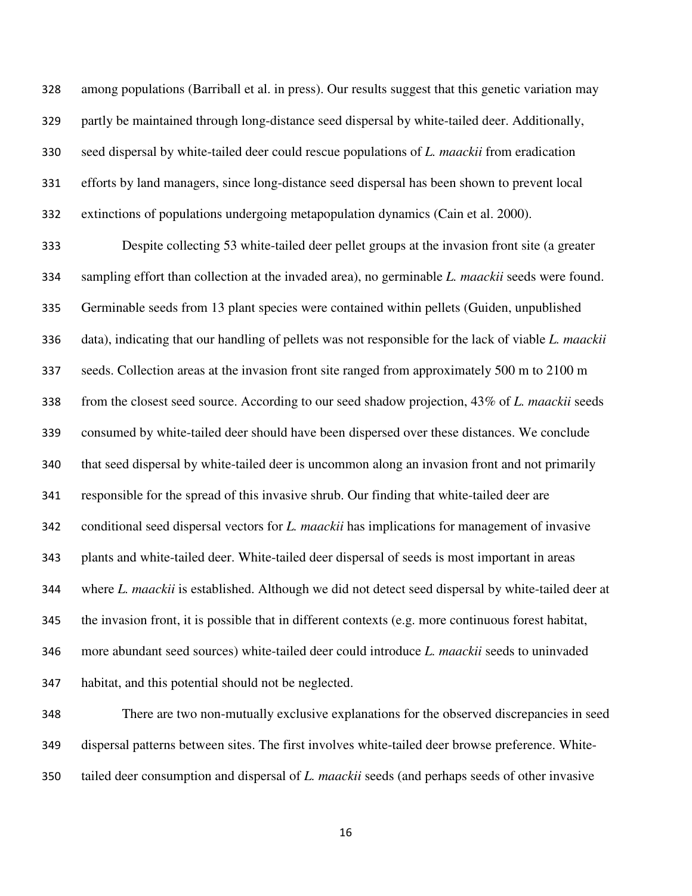among populations (Barriball et al. in press). Our results suggest that this genetic variation may partly be maintained through long-distance seed dispersal by white-tailed deer. Additionally, seed dispersal by white-tailed deer could rescue populations of *L. maackii* from eradication efforts by land managers, since long-distance seed dispersal has been shown to prevent local extinctions of populations undergoing metapopulation dynamics (Cain et al. 2000).

Despite collecting 53 white-tailed deer pellet groups at the invasion front site (a greater sampling effort than collection at the invaded area), no germinable *L. maackii* seeds were found. Germinable seeds from 13 plant species were contained within pellets (Guiden, unpublished data), indicating that our handling of pellets was not responsible for the lack of viable *L. maackii* seeds. Collection areas at the invasion front site ranged from approximately 500 m to 2100 m from the closest seed source. According to our seed shadow projection, 43% of *L. maackii* seeds consumed by white-tailed deer should have been dispersed over these distances. We conclude that seed dispersal by white-tailed deer is uncommon along an invasion front and not primarily responsible for the spread of this invasive shrub. Our finding that white-tailed deer are conditional seed dispersal vectors for *L. maackii* has implications for management of invasive plants and white-tailed deer. White-tailed deer dispersal of seeds is most important in areas where *L. maackii* is established. Although we did not detect seed dispersal by white-tailed deer at the invasion front, it is possible that in different contexts (e.g. more continuous forest habitat, more abundant seed sources) white-tailed deer could introduce *L. maackii* seeds to uninvaded habitat, and this potential should not be neglected.

There are two non-mutually exclusive explanations for the observed discrepancies in seed dispersal patterns between sites. The first involves white-tailed deer browse preference. White-tailed deer consumption and dispersal of *L. maackii* seeds (and perhaps seeds of other invasive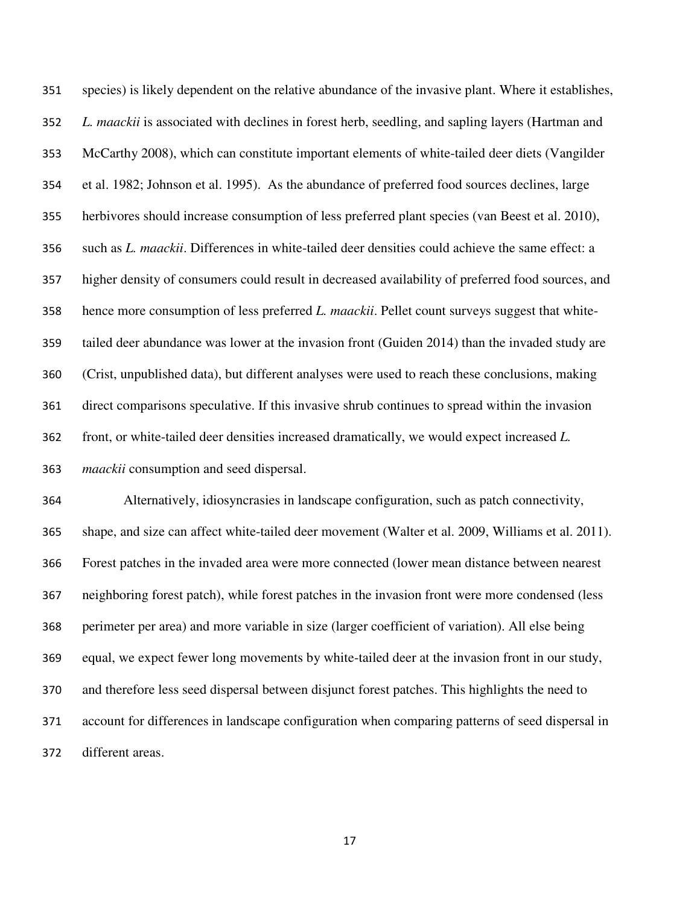species) is likely dependent on the relative abundance of the invasive plant. Where it establishes, *L. maackii* is associated with declines in forest herb, seedling, and sapling layers (Hartman and McCarthy 2008), which can constitute important elements of white-tailed deer diets (Vangilder et al. 1982; Johnson et al. 1995). As the abundance of preferred food sources declines, large herbivores should increase consumption of less preferred plant species (van Beest et al. 2010), such as *L. maackii*. Differences in white-tailed deer densities could achieve the same effect: a higher density of consumers could result in decreased availability of preferred food sources, and hence more consumption of less preferred *L. maackii*. Pellet count surveys suggest that white-tailed deer abundance was lower at the invasion front (Guiden 2014) than the invaded study are (Crist, unpublished data), but different analyses were used to reach these conclusions, making direct comparisons speculative. If this invasive shrub continues to spread within the invasion front, or white-tailed deer densities increased dramatically, we would expect increased *L. maackii* consumption and seed dispersal.

Alternatively, idiosyncrasies in landscape configuration, such as patch connectivity, shape, and size can affect white-tailed deer movement (Walter et al. 2009, Williams et al. 2011). Forest patches in the invaded area were more connected (lower mean distance between nearest neighboring forest patch), while forest patches in the invasion front were more condensed (less perimeter per area) and more variable in size (larger coefficient of variation). All else being equal, we expect fewer long movements by white-tailed deer at the invasion front in our study, and therefore less seed dispersal between disjunct forest patches. This highlights the need to account for differences in landscape configuration when comparing patterns of seed dispersal in different areas.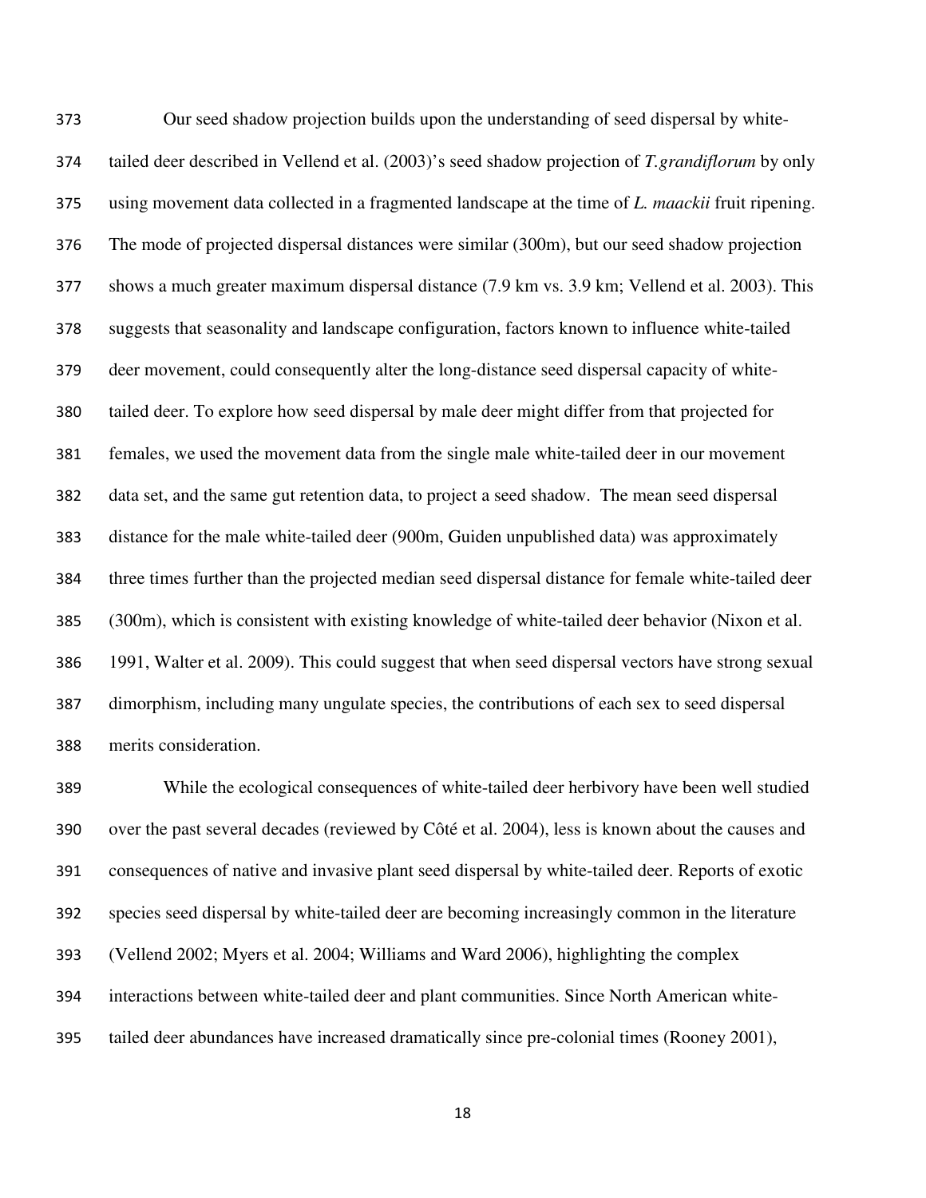Our seed shadow projection builds upon the understanding of seed dispersal by white-tailed deer described in Vellend et al. (2003)'s seed shadow projection of *T.grandiflorum* by only using movement data collected in a fragmented landscape at the time of *L. maackii* fruit ripening. The mode of projected dispersal distances were similar (300m), but our seed shadow projection shows a much greater maximum dispersal distance (7.9 km vs. 3.9 km; Vellend et al. 2003). This suggests that seasonality and landscape configuration, factors known to influence white-tailed deer movement, could consequently alter the long-distance seed dispersal capacity of white-tailed deer. To explore how seed dispersal by male deer might differ from that projected for females, we used the movement data from the single male white-tailed deer in our movement data set, and the same gut retention data, to project a seed shadow. The mean seed dispersal distance for the male white-tailed deer (900m, Guiden unpublished data) was approximately three times further than the projected median seed dispersal distance for female white-tailed deer (300m), which is consistent with existing knowledge of white-tailed deer behavior (Nixon et al. 1991, Walter et al. 2009). This could suggest that when seed dispersal vectors have strong sexual dimorphism, including many ungulate species, the contributions of each sex to seed dispersal merits consideration.

While the ecological consequences of white-tailed deer herbivory have been well studied over the past several decades (reviewed by Côté et al. 2004), less is known about the causes and consequences of native and invasive plant seed dispersal by white-tailed deer. Reports of exotic species seed dispersal by white-tailed deer are becoming increasingly common in the literature (Vellend 2002; Myers et al. 2004; Williams and Ward 2006), highlighting the complex interactions between white-tailed deer and plant communities. Since North American white-tailed deer abundances have increased dramatically since pre-colonial times (Rooney 2001),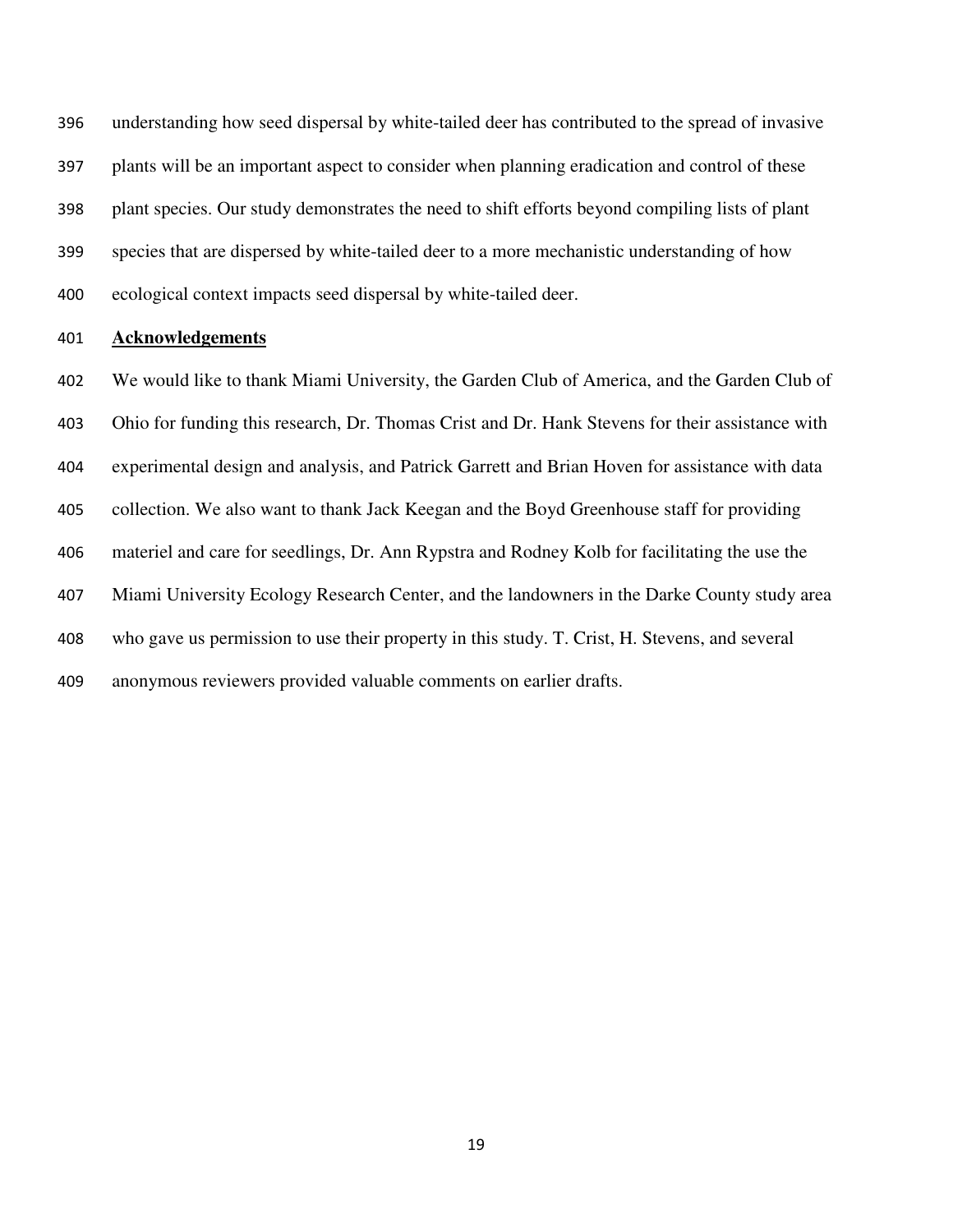understanding how seed dispersal by white-tailed deer has contributed to the spread of invasive plants will be an important aspect to consider when planning eradication and control of these plant species. Our study demonstrates the need to shift efforts beyond compiling lists of plant species that are dispersed by white-tailed deer to a more mechanistic understanding of how ecological context impacts seed dispersal by white-tailed deer.

## Acknowledgements

We would like to thank Miami University, the Garden Club of America, and the Garden Club of Ohio for funding this research, Dr. Thomas Crist and Dr. Hank Stevens for their assistance with experimental design and analysis, and Patrick Garrett and Brian Hoven for assistance with data collection. We also want to thank Jack Keegan and the Boyd Greenhouse staff for providing materiel and care for seedlings, Dr. Ann Rypstra and Rodney Kolb for facilitating the use the Miami University Ecology Research Center, and the landowners in the Darke County study area who gave us permission to use their property in this study. T. Crist, H. Stevens, and several anonymous reviewers provided valuable comments on earlier drafts.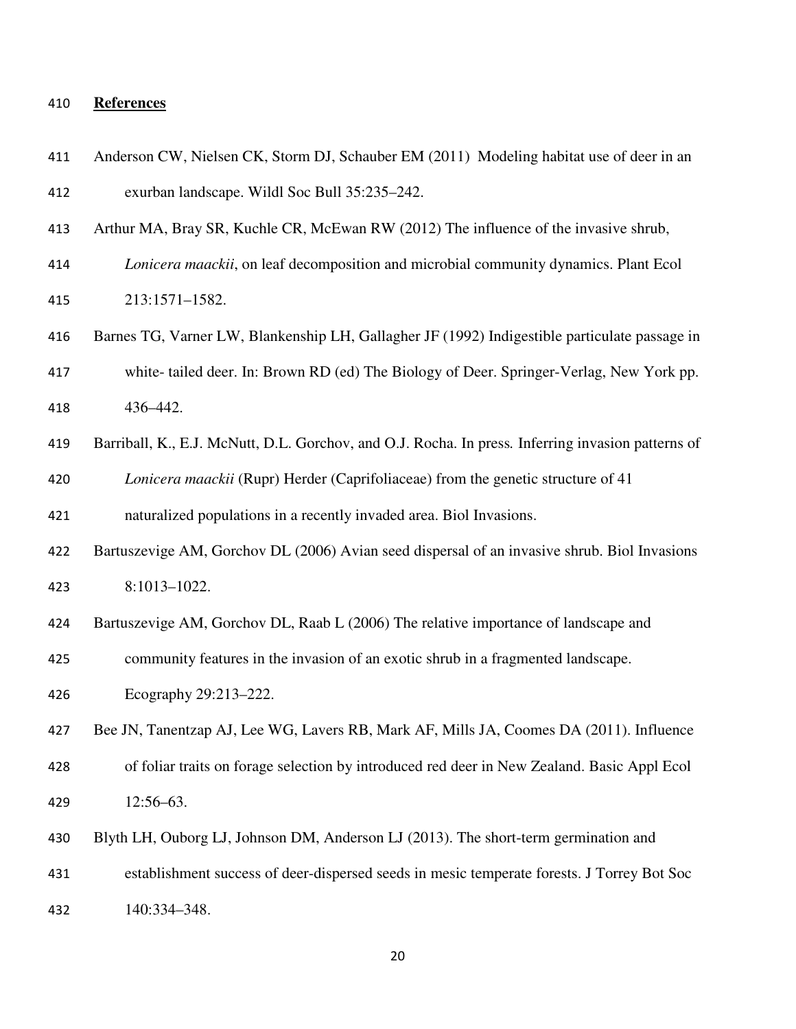## References

Anderson CW, Nielsen CK, Storm DJ, Schauber EM (2011) Modeling habitat use of deer in an exurban landscape. Wildl Soc Bull 35:235–242.

Arthur MA, Bray SR, Kuchle CR, McEwan RW (2012) The influence of the invasive shrub, *Lonicera maackii*, on leaf decomposition and microbial community dynamics. Plant Ecol 213:1571–1582.

Barnes TG, Varner LW, Blankenship LH, Gallagher JF (1992) Indigestible particulate passage in white- tailed deer. In: Brown RD (ed) The Biology of Deer. Springer-Verlag, New York pp. 436–442.

Barriball, K., E.J. McNutt, D.L. Gorchov, and O.J. Rocha. In press. Inferring invasion patterns of *Lonicera maackii* (Rupr) Herder (Caprifoliaceae) from the genetic structure of 41 naturalized populations in a recently invaded area. Biol Invasions.

Bartuszevige AM, Gorchov DL (2006) Avian seed dispersal of an invasive shrub. Biol Invasions 8:1013–1022.

Bartuszevige AM, Gorchov DL, Raab L (2006) The relative importance of landscape and community features in the invasion of an exotic shrub in a fragmented landscape. Ecography 29:213–222.

Bee JN, Tanentzap AJ, Lee WG, Lavers RB, Mark AF, Mills JA, Coomes DA (2011). Influence of foliar traits on forage selection by introduced red deer in New Zealand. Basic Appl Ecol 12:56–63.

Blyth LH, Ouborg LJ, Johnson DM, Anderson LJ (2013). The short-term germination and establishment success of deer-dispersed seeds in mesic temperate forests. J Torrey Bot Soc 140:334–348.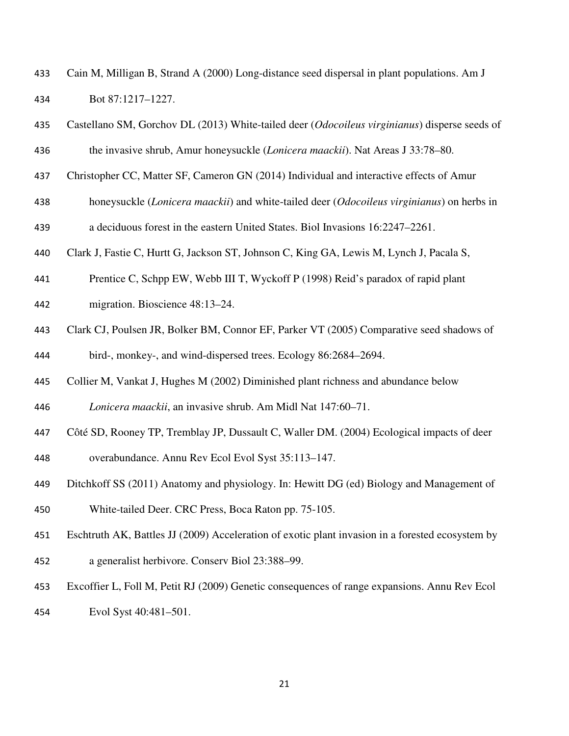Cain M, Milligan B, Strand A (2000) Long-distance seed dispersal in plant populations. Am J Bot 87:1217–1227.

Castellano SM, Gorchov DL (2013) White-tailed deer (*Odocoileus virginianus*) disperse seeds of the invasive shrub, Amur honeysuckle (*Lonicera maackii*). Nat Areas J 33:78–80.

Christopher CC, Matter SF, Cameron GN (2014) Individual and interactive effects of Amur honeysuckle (*Lonicera maackii*) and white-tailed deer (*Odocoileus virginianus*) on herbs in a deciduous forest in the eastern United States. Biol Invasions 16:2247–2261.

Clark J, Fastie C, Hurtt G, Jackson ST, Johnson C, King GA, Lewis M, Lynch J, Pacala S, Prentice C, Schpp EW, Webb III T, Wyckoff P (1998) Reid's paradox of rapid plant migration. Bioscience 48:13–24.

Clark CJ, Poulsen JR, Bolker BM, Connor EF, Parker VT (2005) Comparative seed shadows of bird-, monkey-, and wind-dispersed trees. Ecology 86:2684–2694.

Collier M, Vankat J, Hughes M (2002) Diminished plant richness and abundance below *Lonicera maackii*, an invasive shrub. Am Midl Nat 147:60–71.

Côté SD, Rooney TP, Tremblay JP, Dussault C, Waller DM. (2004) Ecological impacts of deer overabundance. Annu Rev Ecol Evol Syst 35:113–147.

Ditchkoff SS (2011) Anatomy and physiology. In: Hewitt DG (ed) Biology and Management of White-tailed Deer. CRC Press, Boca Raton pp. 75-105.

Eschtruth AK, Battles JJ (2009) Acceleration of exotic plant invasion in a forested ecosystem by a generalist herbivore. Conserv Biol 23:388–99.

Excoffier L, Foll M, Petit RJ (2009) Genetic consequences of range expansions. Annu Rev Ecol Evol Syst 40:481–501.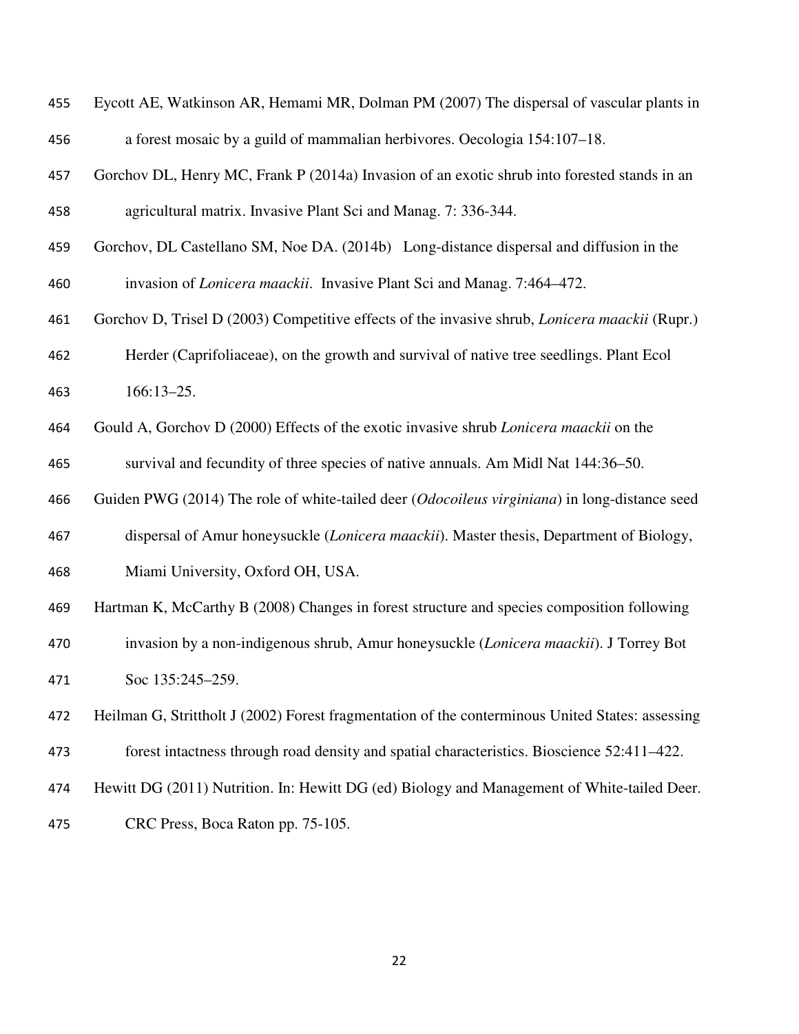Eycott AE, Watkinson AR, Hemami MR, Dolman PM (2007) The dispersal of vascular plants in a forest mosaic by a guild of mammalian herbivores. Oecologia 154:107–18.

Gorchov DL, Henry MC, Frank P (2014a) Invasion of an exotic shrub into forested stands in an agricultural matrix. Invasive Plant Sci and Manag. 7: 336-344.

Gorchov, DL Castellano SM, Noe DA. (2014b) Long-distance dispersal and diffusion in the invasion of *Lonicera maackii*. Invasive Plant Sci and Manag. 7:464–472.

Gorchov D, Trisel D (2003) Competitive effects of the invasive shrub, *Lonicera maackii* (Rupr.) Herder (Caprifoliaceae), on the growth and survival of native tree seedlings. Plant Ecol 166:13–25.

Gould A, Gorchov D (2000) Effects of the exotic invasive shrub *Lonicera maackii* on the survival and fecundity of three species of native annuals. Am Midl Nat 144:36–50.

Guiden PWG (2014) The role of white-tailed deer (*Odocoileus virginiana*) in long-distance seed dispersal of Amur honeysuckle (*Lonicera maackii*). Master thesis, Department of Biology, Miami University, Oxford OH, USA.

Hartman K, McCarthy B (2008) Changes in forest structure and species composition following invasion by a non-indigenous shrub, Amur honeysuckle (*Lonicera maackii*). J Torrey Bot Soc 135:245–259.

Heilman G, Strittholt J (2002) Forest fragmentation of the conterminous United States: assessing forest intactness through road density and spatial characteristics. Bioscience 52:411–422.

Hewitt DG (2011) Nutrition. In: Hewitt DG (ed) Biology and Management of White-tailed Deer. CRC Press, Boca Raton pp. 75-105.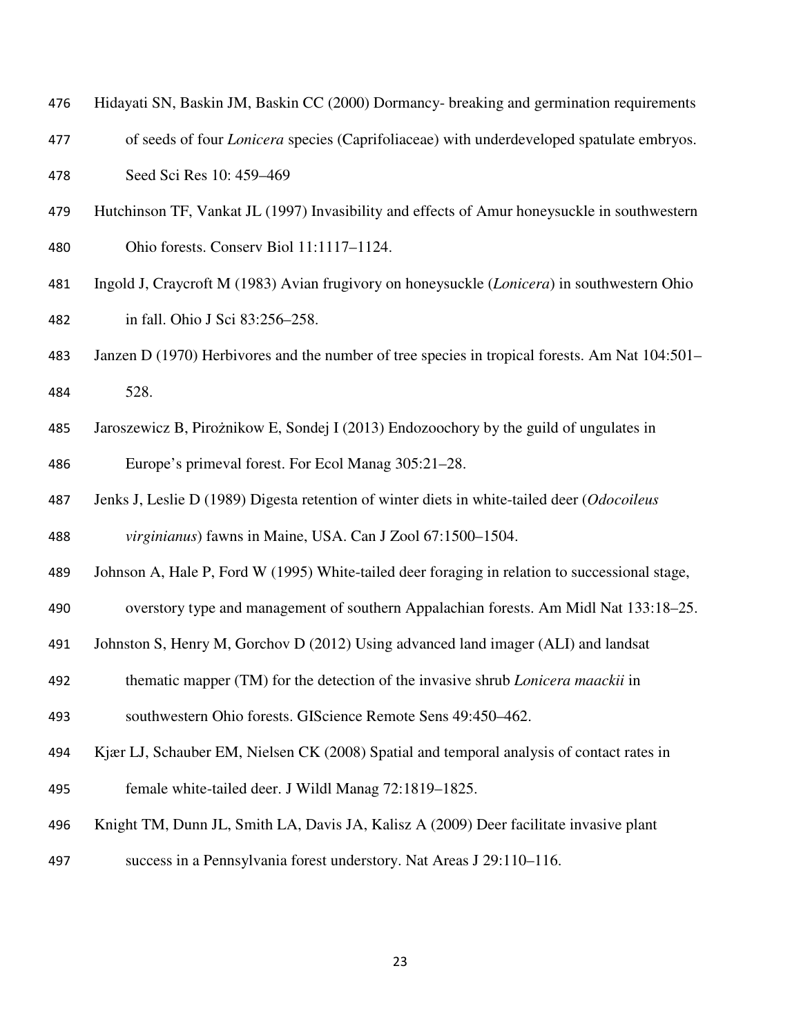Hidayati SN, Baskin JM, Baskin CC (2000) Dormancy- breaking and germination requirements of seeds of four *Lonicera* species (Caprifoliaceae) with underdeveloped spatulate embryos. Seed Sci Res 10: 459–469

Hutchinson TF, Vankat JL (1997) Invasibility and effects of Amur honeysuckle in southwestern Ohio forests. Conserv Biol 11:1117–1124.

Ingold J, Craycroft M (1983) Avian frugivory on honeysuckle (*Lonicera*) in southwestern Ohio in fall. Ohio J Sci 83:256–258.

Janzen D (1970) Herbivores and the number of tree species in tropical forests. Am Nat 104:501–528.

Jaroszewicz B, Pirożnikow E, Sondej I (2013) Endozoochory by the guild of ungulates in Europe's primeval forest. For Ecol Manag 305:21–28.

Jenks J, Leslie D (1989) Digesta retention of winter diets in white-tailed deer (*Odocoileus virginianus*) fawns in Maine, USA. Can J Zool 67:1500–1504.

Johnson A, Hale P, Ford W (1995) White-tailed deer foraging in relation to successional stage, overstory type and management of southern Appalachian forests. Am Midl Nat 133:18–25.

Johnston S, Henry M, Gorchov D (2012) Using advanced land imager (ALI) and landsat thematic mapper (TM) for the detection of the invasive shrub *Lonicera maackii* in southwestern Ohio forests. GIScience Remote Sens 49:450–462.

Kjær LJ, Schauber EM, Nielsen CK (2008) Spatial and temporal analysis of contact rates in female white-tailed deer. J Wildl Manag 72:1819–1825.

Knight TM, Dunn JL, Smith LA, Davis JA, Kalisz A (2009) Deer facilitate invasive plant success in a Pennsylvania forest understory. Nat Areas J 29:110–116.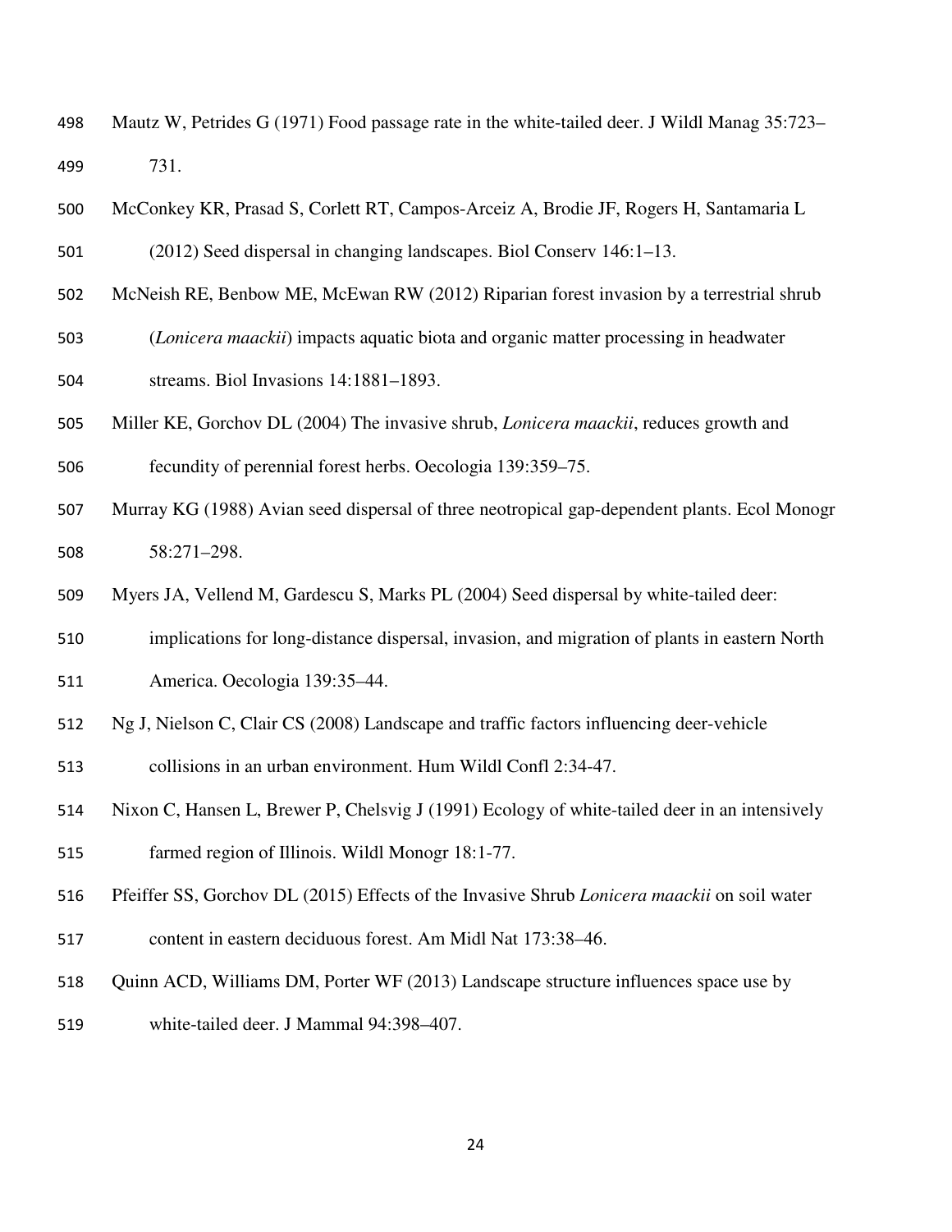Mautz W, Petrides G (1971) Food passage rate in the white-tailed deer. J Wildl Manag 35:723–731.

McConkey KR, Prasad S, Corlett RT, Campos-Arceiz A, Brodie JF, Rogers H, Santamaria L (2012) Seed dispersal in changing landscapes. Biol Conserv 146:1–13.

McNeish RE, Benbow ME, McEwan RW (2012) Riparian forest invasion by a terrestrial shrub (*Lonicera maackii*) impacts aquatic biota and organic matter processing in headwater streams. Biol Invasions 14:1881–1893.

Miller KE, Gorchov DL (2004) The invasive shrub, *Lonicera maackii*, reduces growth and fecundity of perennial forest herbs. Oecologia 139:359–75.

Murray KG (1988) Avian seed dispersal of three neotropical gap-dependent plants. Ecol Monogr 58:271–298.

Myers JA, Vellend M, Gardescu S, Marks PL (2004) Seed dispersal by white-tailed deer: implications for long-distance dispersal, invasion, and migration of plants in eastern North America. Oecologia 139:35–44.

Ng J, Nielson C, Clair CS (2008) Landscape and traffic factors influencing deer-vehicle collisions in an urban environment. Hum Wildl Confl 2:34-47.

Nixon C, Hansen L, Brewer P, Chelsvig J (1991) Ecology of white-tailed deer in an intensively farmed region of Illinois. Wildl Monogr 18:1-77.

Pfeiffer SS, Gorchov DL (2015) Effects of the Invasive Shrub *Lonicera maackii* on soil water content in eastern deciduous forest. Am Midl Nat 173:38–46.

Quinn ACD, Williams DM, Porter WF (2013) Landscape structure influences space use by white-tailed deer. J Mammal 94:398–407.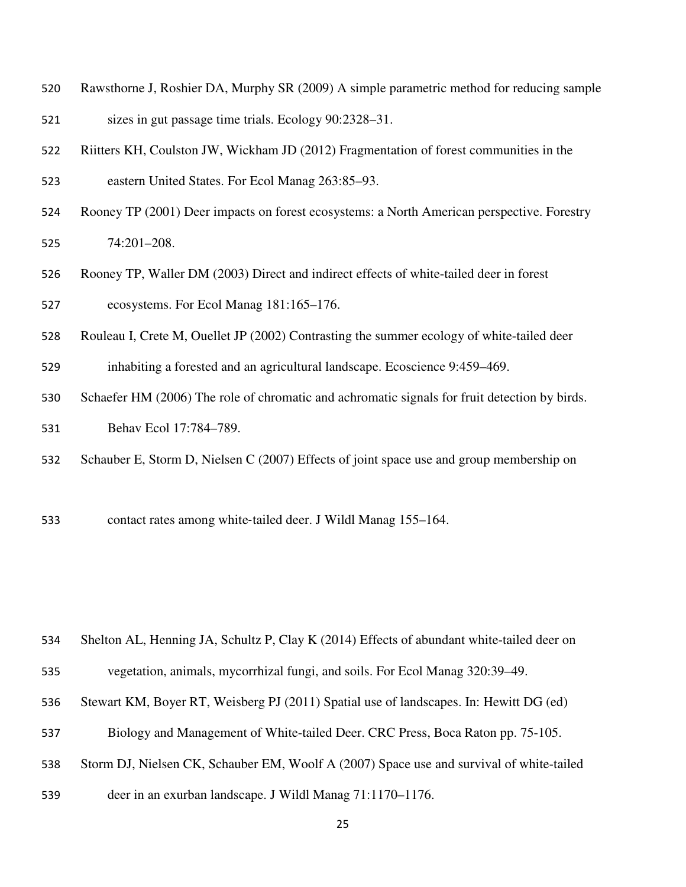Rawsthorne J, Roshier DA, Murphy SR (2009) A simple parametric method for reducing sample sizes in gut passage time trials. Ecology 90:2328–31.

Riitters KH, Coulston JW, Wickham JD (2012) Fragmentation of forest communities in the eastern United States. For Ecol Manag 263:85–93.

Rooney TP (2001) Deer impacts on forest ecosystems: a North American perspective. Forestry 74:201–208.

Rooney TP, Waller DM (2003) Direct and indirect effects of white-tailed deer in forest ecosystems. For Ecol Manag 181:165–176.

Rouleau I, Crete M, Ouellet JP (2002) Contrasting the summer ecology of white-tailed deer inhabiting a forested and an agricultural landscape. Ecoscience 9:459–469.

Schaefer HM (2006) The role of chromatic and achromatic signals for fruit detection by birds. Behav Ecol 17:784–789.

Schauber E, Storm D, Nielsen C (2007) Effects of joint space use and group membership on contact rates among white-tailed deer. J Wildl Manag 155–164.

Shelton AL, Henning JA, Schultz P, Clay K (2014) Effects of abundant white-tailed deer on vegetation, animals, mycorrhizal fungi, and soils. For Ecol Manag 320:39–49.

Stewart KM, Boyer RT, Weisberg PJ (2011) Spatial use of landscapes. In: Hewitt DG (ed) Biology and Management of White-tailed Deer. CRC Press, Boca Raton pp. 75-105.

Storm DJ, Nielsen CK, Schauber EM, Woolf A (2007) Space use and survival of white-tailed deer in an exurban landscape. J Wildl Manag 71:1170–1176.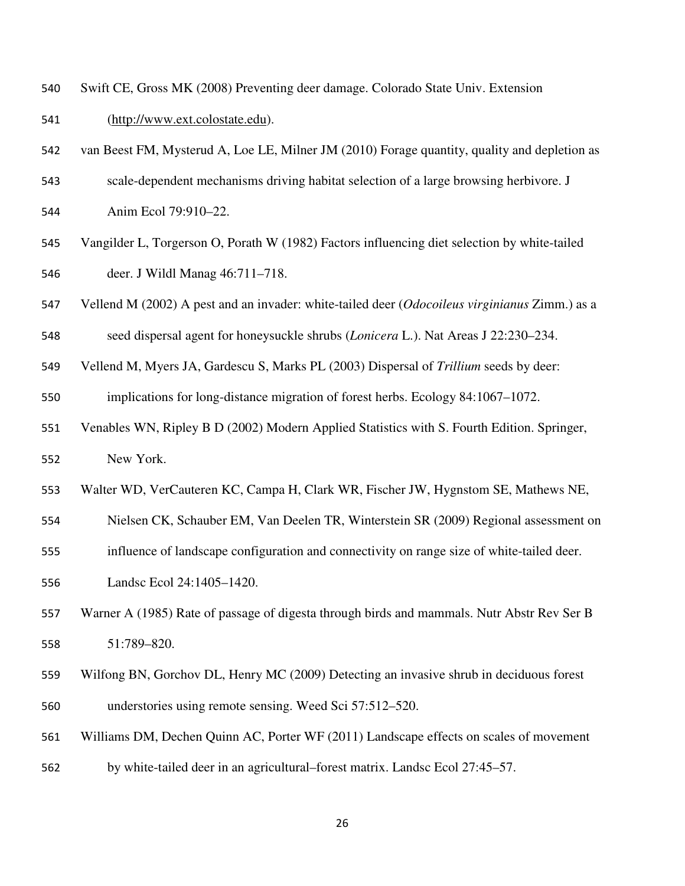Swift CE, Gross MK (2008) Preventing deer damage. Colorado State Univ. Extension (http://www.ext.colostate.edu).

van Beest FM, Mysterud A, Loe LE, Milner JM (2010) Forage quantity, quality and depletion as scale-dependent mechanisms driving habitat selection of a large browsing herbivore. J Anim Ecol 79:910–22.

Vangilder L, Torgerson O, Porath W (1982) Factors influencing diet selection by white-tailed deer. J Wildl Manag 46:711–718.

Vellend M (2002) A pest and an invader: white-tailed deer (*Odocoileus virginianus* Zimm.) as a seed dispersal agent for honeysuckle shrubs (*Lonicera* L.). Nat Areas J 22:230–234.

Vellend M, Myers JA, Gardescu S, Marks PL (2003) Dispersal of *Trillium* seeds by deer: implications for long-distance migration of forest herbs. Ecology 84:1067–1072.

Venables WN, Ripley B D (2002) Modern Applied Statistics with S. Fourth Edition. Springer, New York.

Walter WD, VerCauteren KC, Campa H, Clark WR, Fischer JW, Hygnstom SE, Mathews NE, Nielsen CK, Schauber EM, Van Deelen TR, Winterstein SR (2009) Regional assessment on influence of landscape configuration and connectivity on range size of white-tailed deer. Landsc Ecol 24:1405–1420.

Warner A (1985) Rate of passage of digesta through birds and mammals. Nutr Abstr Rev Ser B 51:789–820.

Wilfong BN, Gorchov DL, Henry MC (2009) Detecting an invasive shrub in deciduous forest understories using remote sensing. Weed Sci 57:512–520.

Williams DM, Dechen Quinn AC, Porter WF (2011) Landscape effects on scales of movement by white-tailed deer in an agricultural–forest matrix. Landsc Ecol 27:45–57.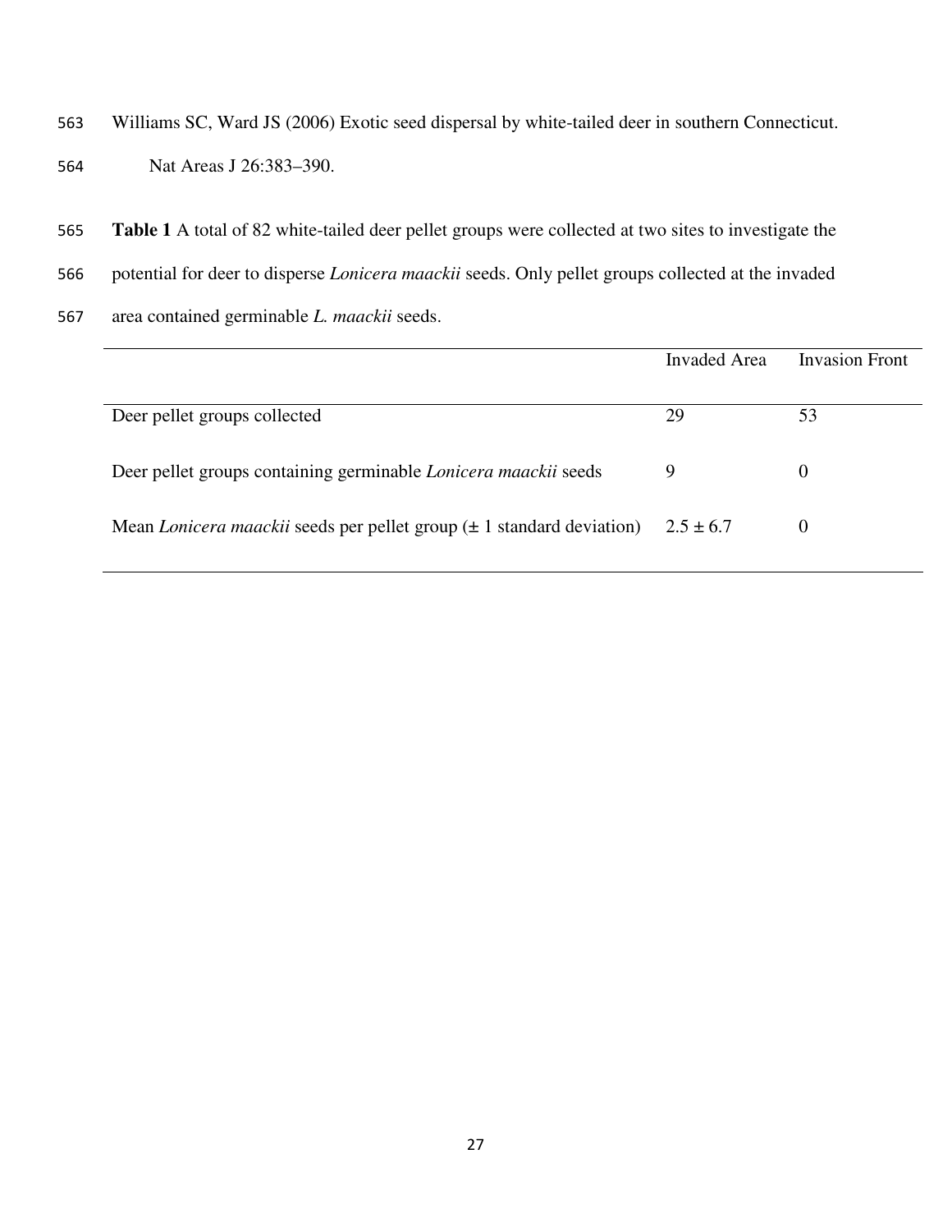Williams SC, Ward JS (2006) Exotic seed dispersal by white-tailed deer in southern Connecticut. Nat Areas J 26:383–390.

**Table 1** A total of 82 white-tailed deer pellet groups were collected at two sites to investigate the potential for deer to disperse *Lonicera maackii* seeds. Only pellet groups collected at the invaded area contained germinable *L. maackii* seeds.

| | Invaded Area | Invasion Front |
|---|---|---|
| Deer pellet groups collected | 29 | 53 |
| Deer pellet groups containing germinable *Lonicera maackii* seeds | 9 | 0 |
| Mean *Lonicera maackii* seeds per pellet group (± 1 standard deviation) | 2.5 ± 6.7 | 0 |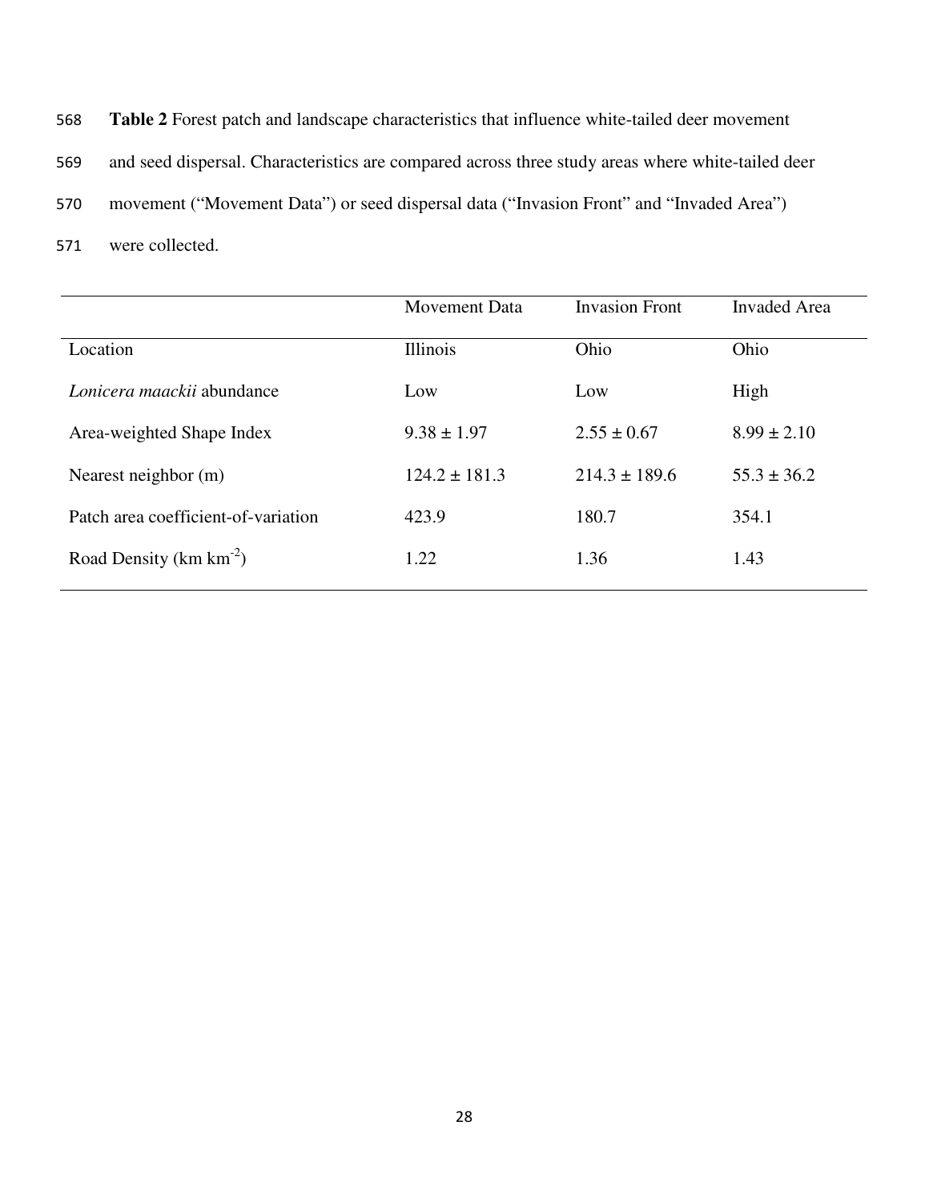**Table 2** Forest patch and landscape characteristics that influence white-tailed deer movement and seed dispersal. Characteristics are compared across three study areas where white-tailed deer movement ("Movement Data") or seed dispersal data ("Invasion Front" and "Invaded Area") were collected.

| | Movement Data | Invasion Front | Invaded Area |
|---|---|---|---|
| Location | Illinois | Ohio | Ohio |
| *Lonicera maackii* abundance | Low | Low | High |
| Area-weighted Shape Index | $9.38 \pm 1.97$ | $2.55 \pm 0.67$ | $8.99 \pm 2.10$ |
| Nearest neighbor (m) | $124.2 \pm 181.3$ | $214.3 \pm 189.6$ | $55.3 \pm 36.2$ |
| Patch area coefficient-of-variation | 423.9 | 180.7 | 354.1 |
| Road Density (km $km^{-2}$) | 1.22 | 1.36 | 1.43 |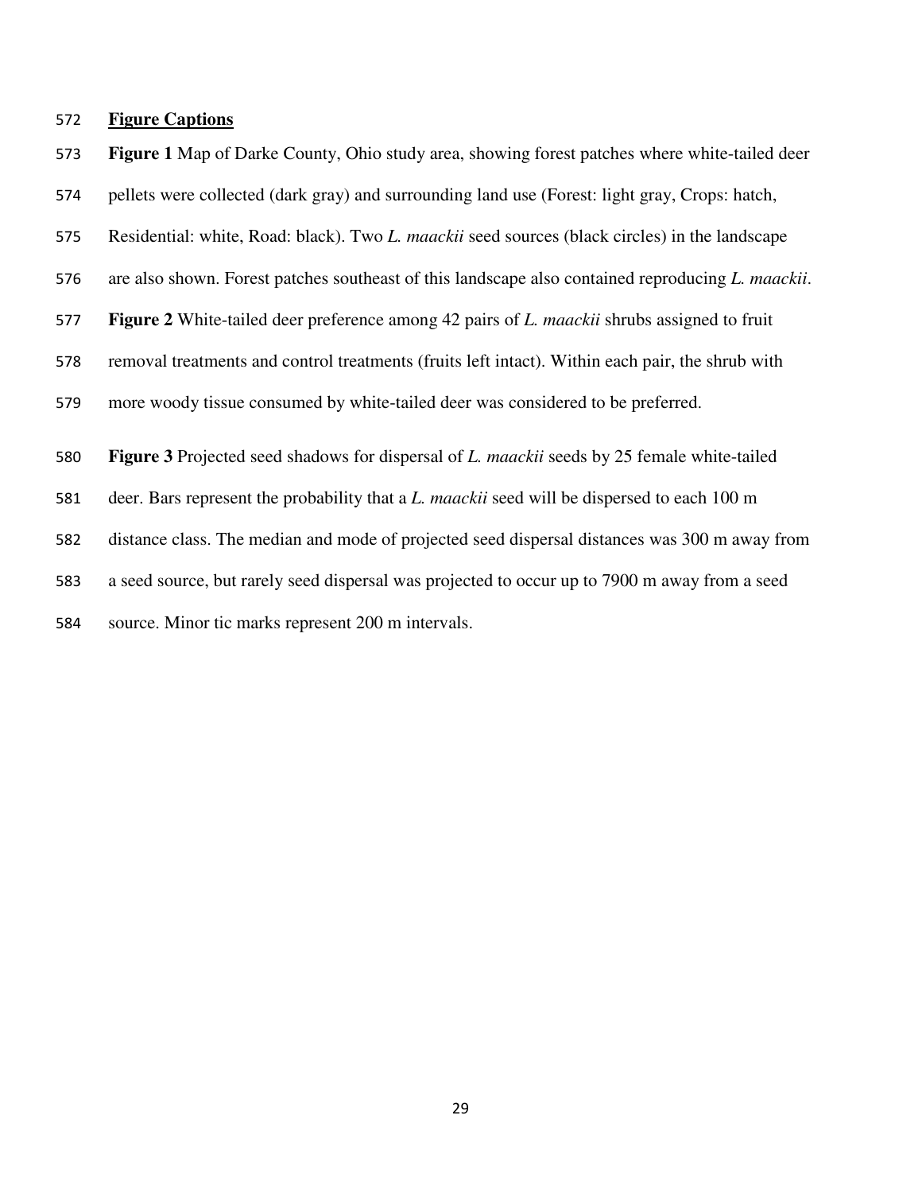## Figure Captions

**Figure 1** Map of Darke County, Ohio study area, showing forest patches where white-tailed deer pellets were collected (dark gray) and surrounding land use (Forest: light gray, Crops: hatch, Residential: white, Road: black). Two *L. maackii* seed sources (black circles) in the landscape are also shown. Forest patches southeast of this landscape also contained reproducing *L. maackii*.

**Figure 2** White-tailed deer preference among 42 pairs of *L. maackii* shrubs assigned to fruit removal treatments and control treatments (fruits left intact). Within each pair, the shrub with more woody tissue consumed by white-tailed deer was considered to be preferred.

**Figure 3** Projected seed shadows for dispersal of *L. maackii* seeds by 25 female white-tailed deer. Bars represent the probability that a *L. maackii* seed will be dispersed to each 100 m distance class. The median and mode of projected seed dispersal distances was 300 m away from a seed source, but rarely seed dispersal was projected to occur up to 7900 m away from a seed source. Minor tic marks represent 200 m intervals.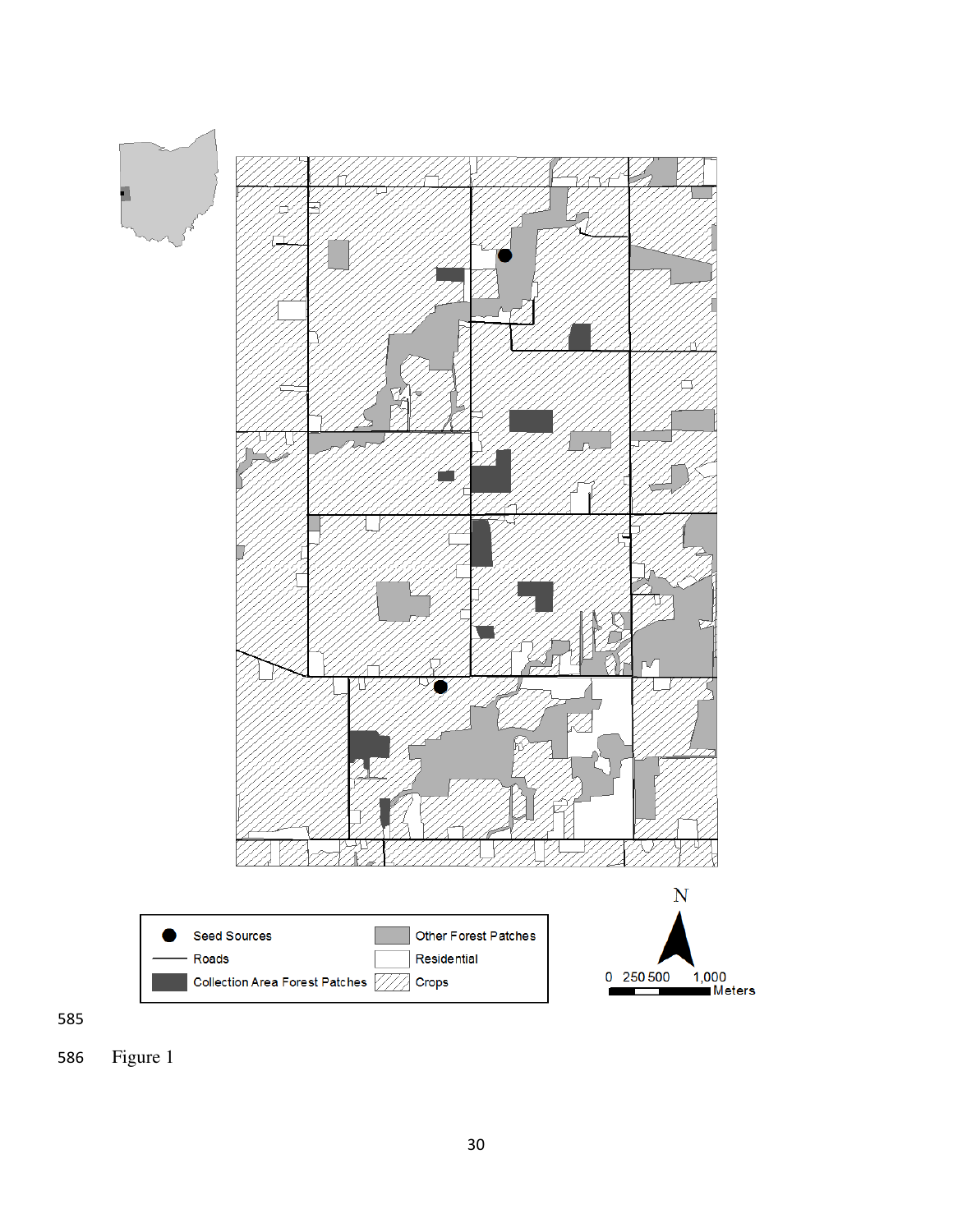Figure 1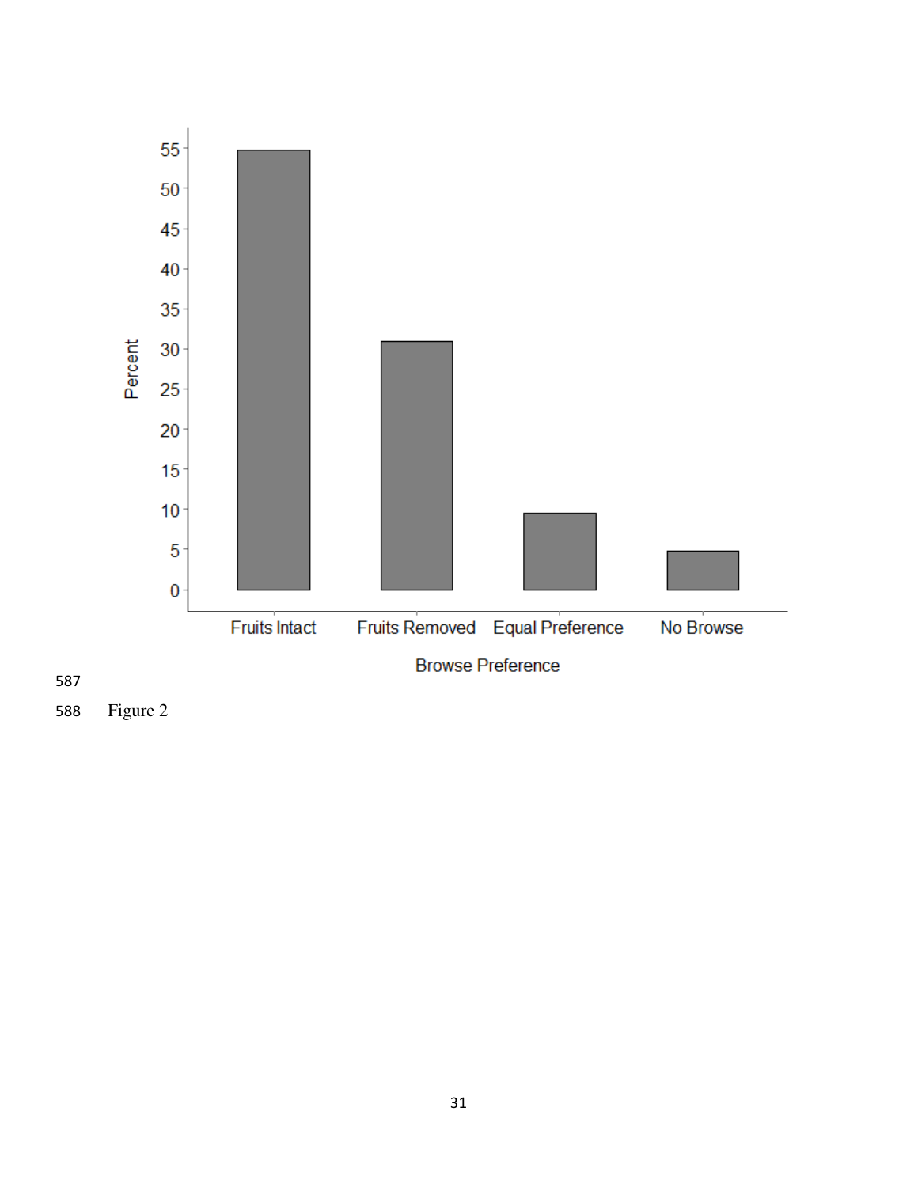Figure 2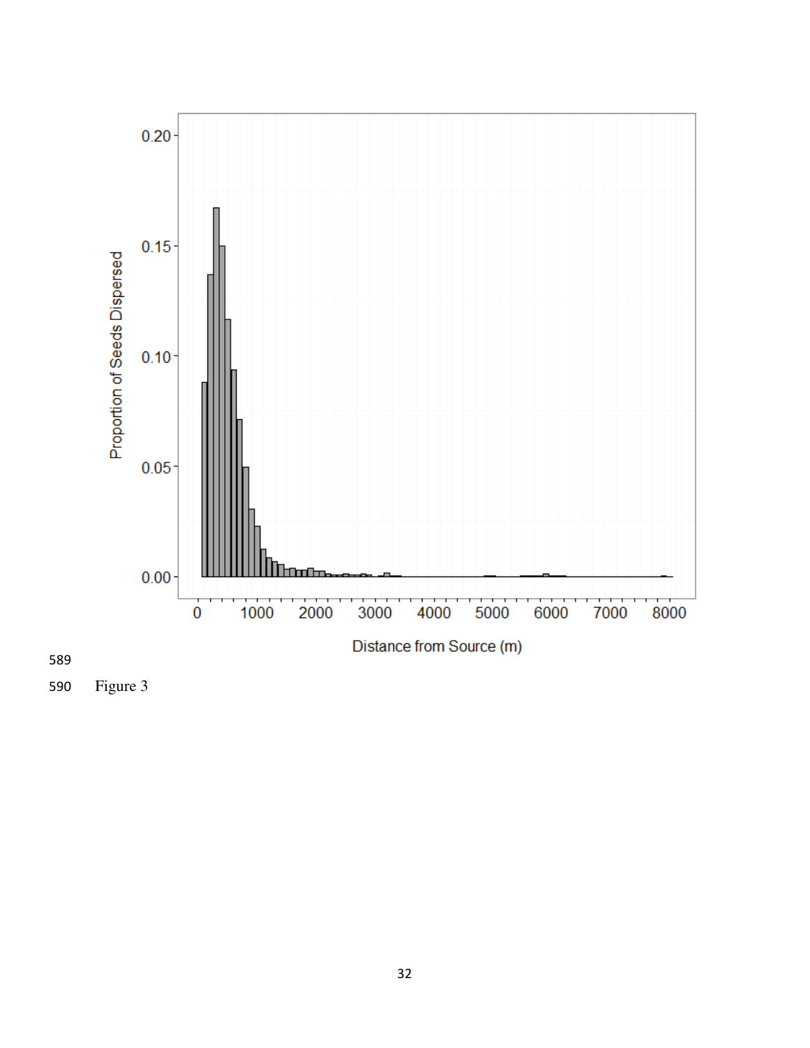Figure 3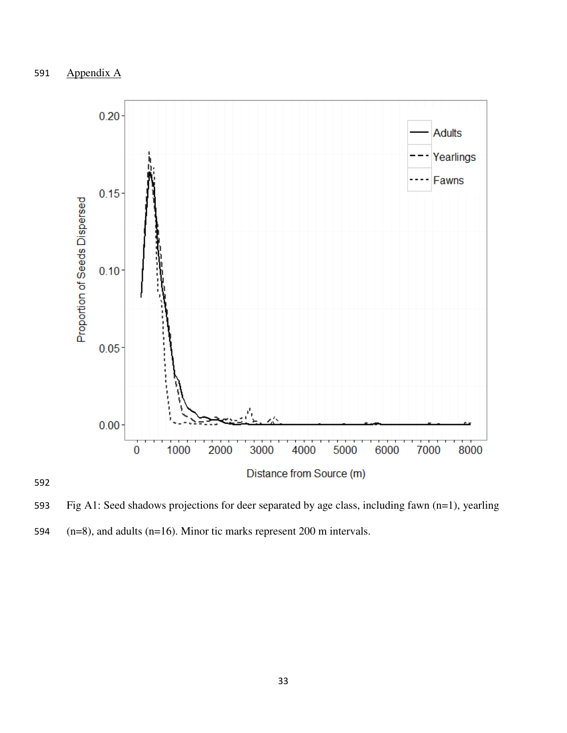Appendix A

0.20
0.15
0.10
0.05
0.00
Proportion of Seeds Dispersed
0 1000 2000 3000 4000 5000 6000 7000 8000
Distance from Source (m)
Adults
Yearlings
Fawns

Fig A1: Seed shadows projections for deer separated by age class, including fawn (n=1), yearling (n=8), and adults (n=16). Minor tic marks represent 200 m intervals.